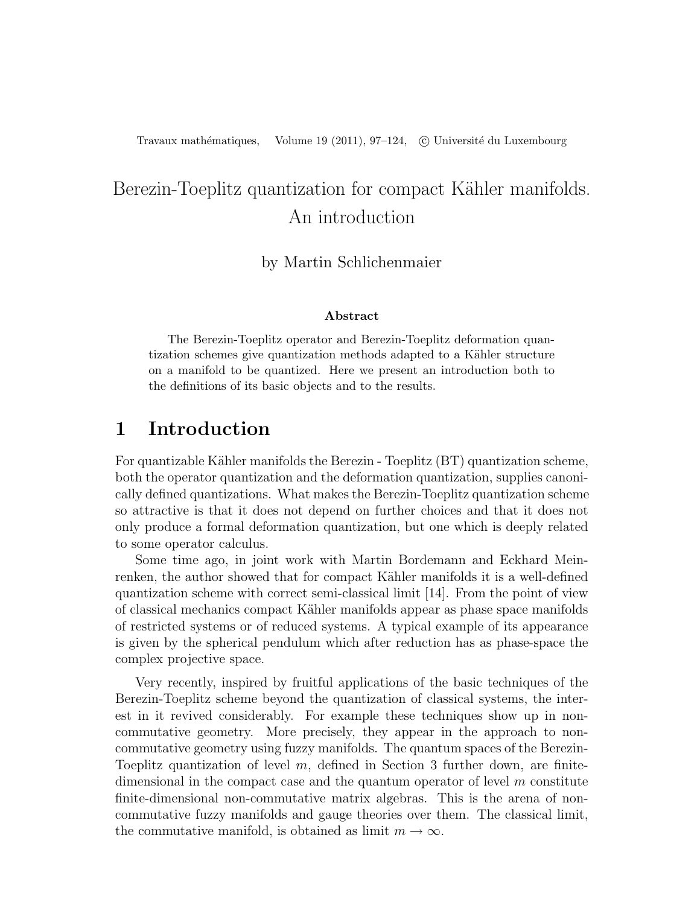# Berezin-Toeplitz quantization for compact Kähler manifolds. An introduction

by Martin Schlichenmaier

**Abstract**

The Berezin-Toeplitz operator and Berezin-Toeplitz deformation quantization schemes give quantization methods adapted to a Kähler structure on a manifold to be quantized. Here we present an introduction both to the definitions of its basic objects and to the results.

## 1 Introduction

For quantizable Kähler manifolds the Berezin - Toeplitz (BT) quantization scheme, both the operator quantization and the deformation quantization, supplies canonically defined quantizations. What makes the Berezin-Toeplitz quantization scheme so attractive is that it does not depend on further choices and that it does not only produce a formal deformation quantization, but one which is deeply related to some operator calculus.

Some time ago, in joint work with Martin Bordemann and Eckhard Meinrenken, the author showed that for compact Kähler manifolds it is a well-defined quantization scheme with correct semi-classical limit [14]. From the point of view of classical mechanics compact Kähler manifolds appear as phase space manifolds of restricted systems or of reduced systems. A typical example of its appearance is given by the spherical pendulum which after reduction has as phase-space the complex projective space.

Very recently, inspired by fruitful applications of the basic techniques of the Berezin-Toeplitz scheme beyond the quantization of classical systems, the interest in it revived considerably. For example these techniques show up in non-commutative geometry. More precisely, they appear in the approach to non-commutative geometry using fuzzy manifolds. The quantum spaces of the Berezin-Toeplitz quantization of level $m$, defined in Section 3 further down, are finite-dimensional in the compact case and the quantum operator of level $m$ constitute finite-dimensional non-commutative matrix algebras. This is the arena of non-commutative fuzzy manifolds and gauge theories over them. The classical limit, the commutative manifold, is obtained as limit $m \to \infty$.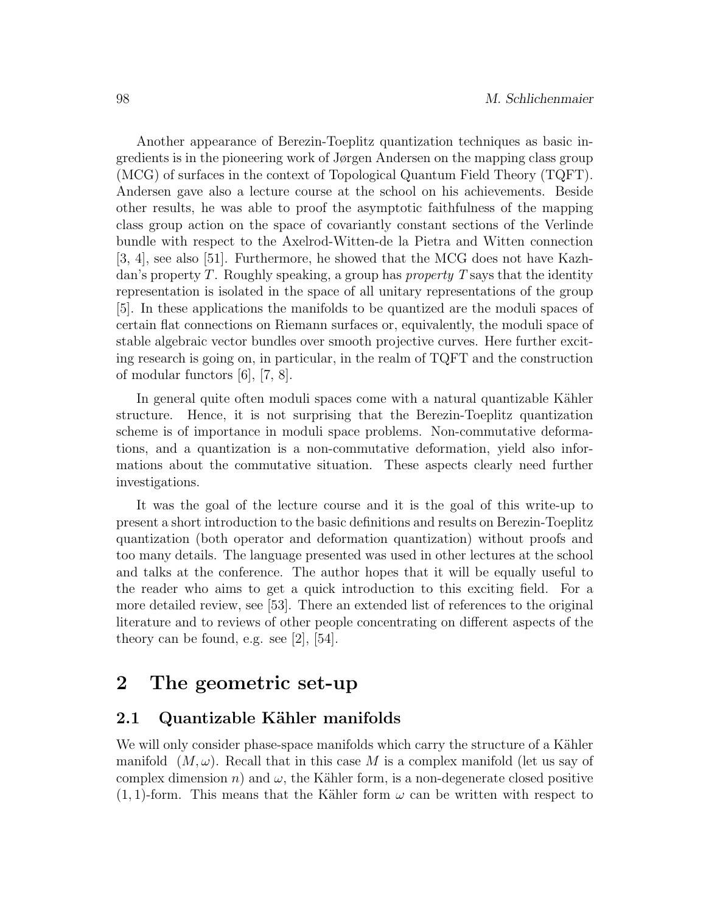Another appearance of Berezin-Toeplitz quantization techniques as basic ingredients is in the pioneering work of Jørgen Andersen on the mapping class group (MCG) of surfaces in the context of Topological Quantum Field Theory (TQFT). Andersen gave also a lecture course at the school on his achievements. Beside other results, he was able to proof the asymptotic faithfulness of the mapping class group action on the space of covariantly constant sections of the Verlinde bundle with respect to the Axelrod-Witten-de la Pietra and Witten connection [3, 4], see also [51]. Furthermore, he showed that the MCG does not have Kazhdan's property $T$. Roughly speaking, a group has *property* $T$ says that the identity representation is isolated in the space of all unitary representations of the group [5]. In these applications the manifolds to be quantized are the moduli spaces of certain flat connections on Riemann surfaces or, equivalently, the moduli space of stable algebraic vector bundles over smooth projective curves. Here further exciting research is going on, in particular, in the realm of TQFT and the construction of modular functors [6], [7, 8].

In general quite often moduli spaces come with a natural quantizable Kähler structure. Hence, it is not surprising that the Berezin-Toeplitz quantization scheme is of importance in moduli space problems. Non-commutative deformations, and a quantization is a non-commutative deformation, yield also informations about the commutative situation. These aspects clearly need further investigations.

It was the goal of the lecture course and it is the goal of this write-up to present a short introduction to the basic definitions and results on Berezin-Toeplitz quantization (both operator and deformation quantization) without proofs and too many details. The language presented was used in other lectures at the school and talks at the conference. The author hopes that it will be equally useful to the reader who aims to get a quick introduction to this exciting field. For a more detailed review, see [53]. There an extended list of references to the original literature and to reviews of other people concentrating on different aspects of the theory can be found, e.g. see [2], [54].

# 2 The geometric set-up

## 2.1 Quantizable Kähler manifolds

We will only consider phase-space manifolds which carry the structure of a Kähler manifold $(M, \omega)$. Recall that in this case $M$ is a complex manifold (let us say of complex dimension $n$) and $\omega$, the Kähler form, is a non-degenerate closed positive $(1,1)$-form. This means that the Kähler form $\omega$ can be written with respect to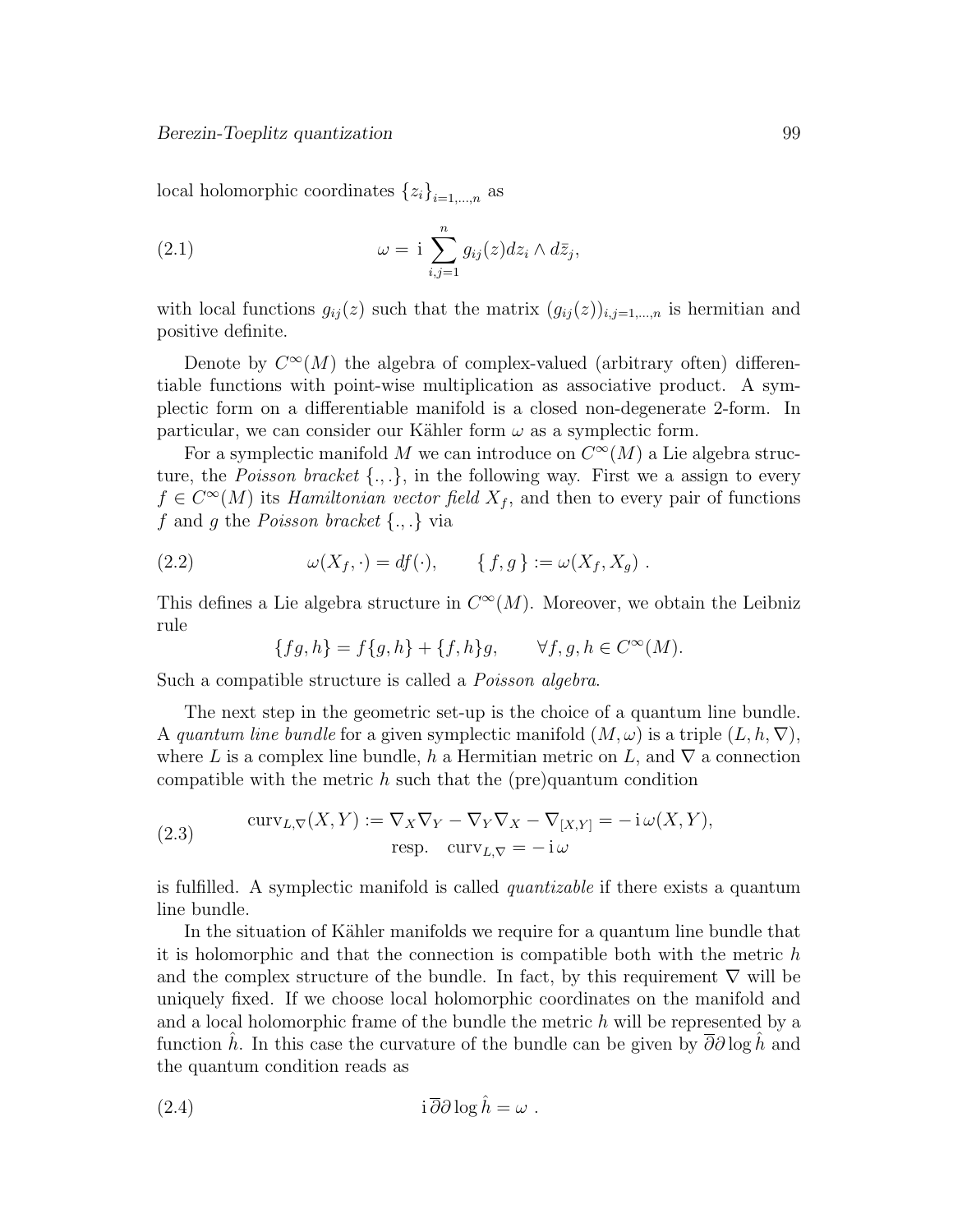local holomorphic coordinates $\{z_i\}_{i=1,\dots,n}$ as

$$\omega = \mathrm{i} \sum_{i,j=1}^{n} g_{ij}(z) dz_i \wedge d\bar{z}_j, \tag{2.1}$$

with local functions $g_{ij}(z)$ such that the matrix $(g_{ij}(z))_{i,j=1,\dots,n}$ is hermitian and positive definite.

Denote by $C^\infty(M)$ the algebra of complex-valued (arbitrary often) differentiable functions with point-wise multiplication as associative product. A symplectic form on a differentiable manifold is a closed non-degenerate 2-form. In particular, we can consider our Kähler form $\omega$ as a symplectic form.

For a symplectic manifold $M$ we can introduce on $C^\infty(M)$ a Lie algebra structure, the *Poisson bracket* $\{.,.\}$, in the following way. First we a assign to every $f \in C^\infty(M)$ its *Hamiltonian vector field* $X_f$, and then to every pair of functions $f$ and $g$ the *Poisson bracket* $\{.,.\}$ via

$$\omega(X_f, \cdot) = df(\cdot), \qquad \{ f, g \} := \omega(X_f, X_g) \ . \tag{2.2}$$

This defines a Lie algebra structure in $C^\infty(M)$. Moreover, we obtain the Leibniz rule

$$\{fg, h\} = f\{g, h\} + \{f, h\}g, \qquad \forall f, g, h \in C^\infty(M).$$

Such a compatible structure is called a *Poisson algebra*.

The next step in the geometric set-up is the choice of a quantum line bundle. A *quantum line bundle* for a given symplectic manifold $(M, \omega)$ is a triple $(L, h, \nabla)$, where $L$ is a complex line bundle, $h$ a Hermitian metric on $L$, and $\nabla$ a connection compatible with the metric $h$ such that the (pre)quantum condition

$$\begin{gathered} \mathrm{curv}_{L,\nabla}(X, Y) := \nabla_X \nabla_Y - \nabla_Y \nabla_X - \nabla_{[X,Y]} = -\,\mathrm{i}\,\omega(X, Y), \\ \text{resp.} \quad \mathrm{curv}_{L,\nabla} = -\,\mathrm{i}\,\omega \end{gathered} \tag{2.3}$$

is fulfilled. A symplectic manifold is called *quantizable* if there exists a quantum line bundle.

In the situation of Kähler manifolds we require for a quantum line bundle that it is holomorphic and that the connection is compatible both with the metric $h$ and the complex structure of the bundle. In fact, by this requirement $\nabla$ will be uniquely fixed. If we choose local holomorphic coordinates on the manifold and and a local holomorphic frame of the bundle the metric $h$ will be represented by a function $\hat{h}$. In this case the curvature of the bundle can be given by $\overline{\partial}\partial \log \hat{h}$ and the quantum condition reads as

$$\mathrm{i}\, \overline{\partial}\partial \log \hat{h} = \omega \ . \tag{2.4}$$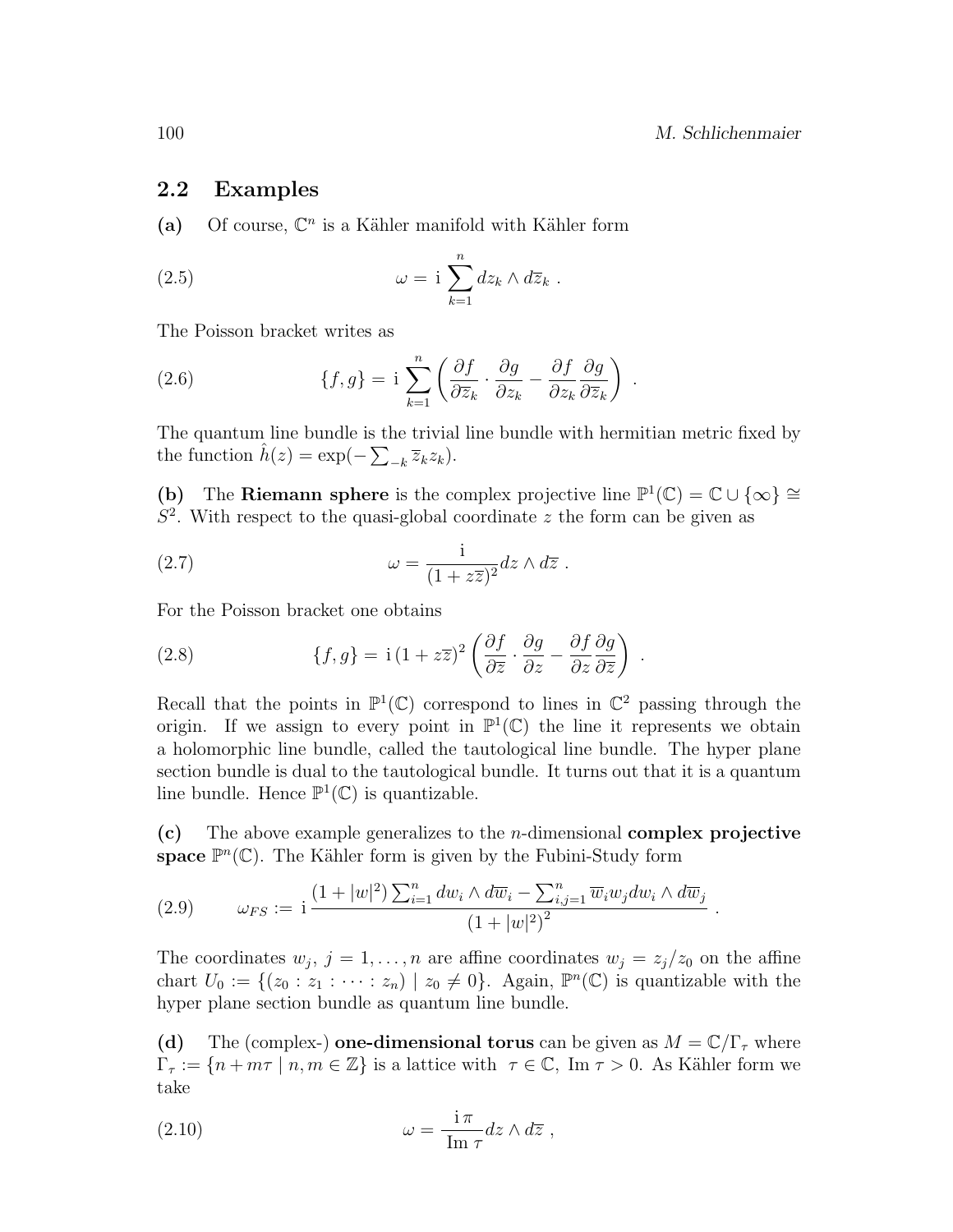## 2.2 Examples

**(a)** Of course, $\mathbb{C}^n$ is a Kähler manifold with Kähler form

$$\omega = \mathrm{i} \sum_{k=1}^{n} dz_k \wedge d\overline{z}_k \ . \tag{2.5}$$

The Poisson bracket writes as

$$\{f, g\} = \mathrm{i} \sum_{k=1}^{n} \left( \frac{\partial f}{\partial \overline{z}_k} \cdot \frac{\partial g}{\partial z_k} - \frac{\partial f}{\partial z_k} \frac{\partial g}{\partial \overline{z}_k} \right) \ . \tag{2.6}$$

The quantum line bundle is the trivial line bundle with hermitian metric fixed by the function $\hat{h}(z) = \exp(-\sum_{-k} \overline{z}_k z_k)$.

**(b)** The **Riemann sphere** is the complex projective line $\mathbb{P}^1(\mathbb{C}) = \mathbb{C} \cup \{\infty\} \cong S^2$. With respect to the quasi-global coordinate $z$ the form can be given as

$$\omega = \frac{\mathrm{i}}{(1 + z\overline{z})^2} dz \wedge d\overline{z} \ . \tag{2.7}$$

For the Poisson bracket one obtains

$$\{f, g\} = \mathrm{i}\,(1 + z\overline{z})^2 \left( \frac{\partial f}{\partial \overline{z}} \cdot \frac{\partial g}{\partial z} - \frac{\partial f}{\partial z} \frac{\partial g}{\partial \overline{z}} \right) \ . \tag{2.8}$$

Recall that the points in $\mathbb{P}^1(\mathbb{C})$ correspond to lines in $\mathbb{C}^2$ passing through the origin. If we assign to every point in $\mathbb{P}^1(\mathbb{C})$ the line it represents we obtain a holomorphic line bundle, called the tautological line bundle. The hyper plane section bundle is dual to the tautological bundle. It turns out that it is a quantum line bundle. Hence $\mathbb{P}^1(\mathbb{C})$ is quantizable.

**(c)** The above example generalizes to the $n$-dimensional **complex projective space** $\mathbb{P}^n(\mathbb{C})$. The Kähler form is given by the Fubini-Study form

$$\omega_{FS} := \mathrm{i} \frac{(1 + |w|^2) \sum_{i=1}^{n} dw_i \wedge d\overline{w}_i - \sum_{i,j=1}^{n} \overline{w}_i w_j dw_i \wedge d\overline{w}_j}{\left(1 + |w|^2\right)^2} \ . \tag{2.9}$$

The coordinates $w_j$, $j = 1, \ldots, n$ are affine coordinates $w_j = z_j / z_0$ on the affine chart $U_0 := \{(z_0 : z_1 : \cdots : z_n) \mid z_0 \neq 0\}$. Again, $\mathbb{P}^n(\mathbb{C})$ is quantizable with the hyper plane section bundle as quantum line bundle.

**(d)** The (complex-) **one-dimensional torus** can be given as $M = \mathbb{C}/\Gamma_\tau$ where $\Gamma_\tau := \{n + m\tau \mid n, m \in \mathbb{Z}\}$ is a lattice with $\tau \in \mathbb{C}$, $\operatorname{Im} \tau > 0$. As Kähler form we take

$$\omega = \frac{\mathrm{i}\,\pi}{\operatorname{Im} \tau} dz \wedge d\overline{z} \ , \tag{2.10}$$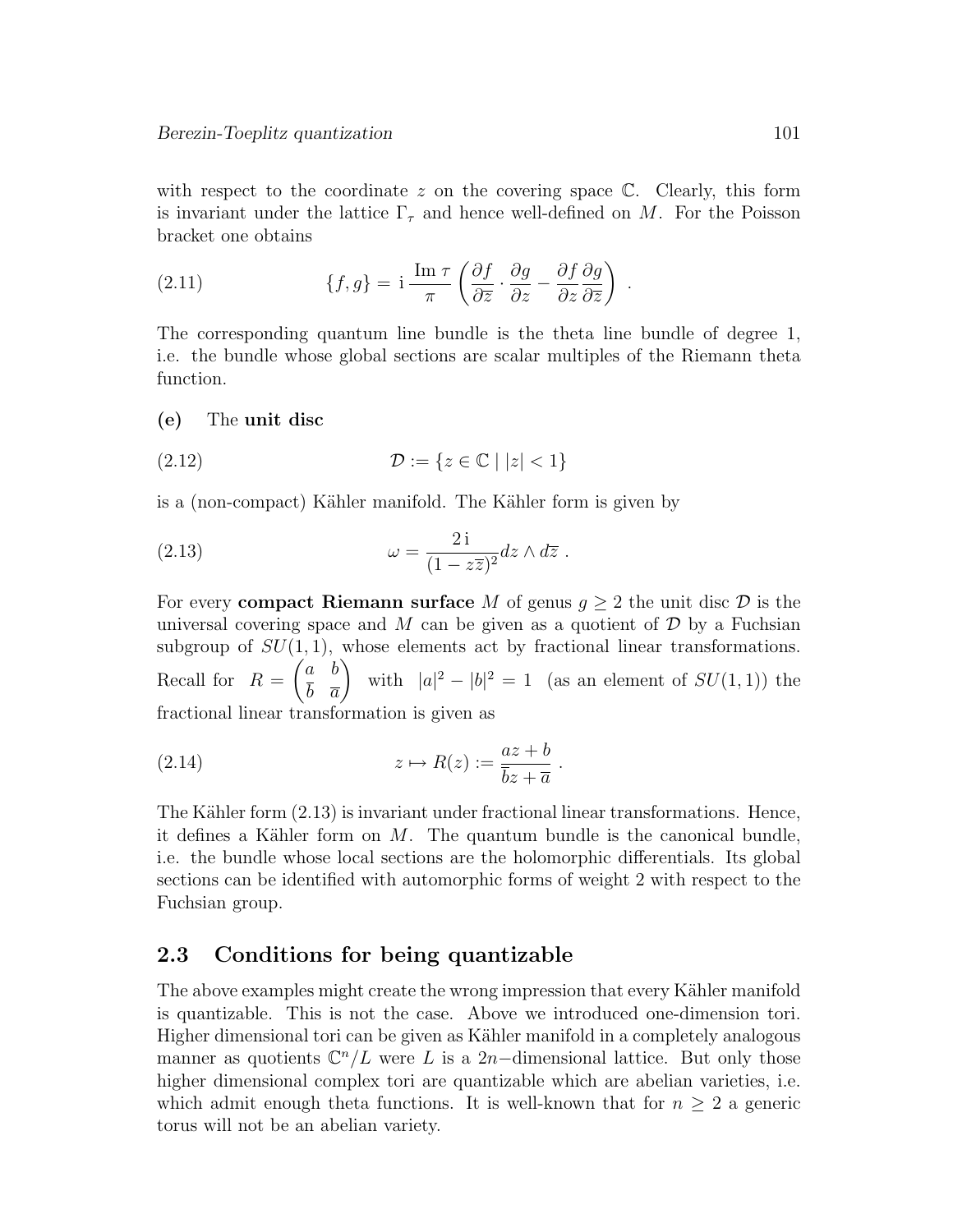with respect to the coordinate $z$ on the covering space $\mathbb{C}$. Clearly, this form is invariant under the lattice $\Gamma_\tau$ and hence well-defined on $M$. For the Poisson bracket one obtains

$$\{f, g\} = \mathrm{i}\,\frac{\operatorname{Im}\tau}{\pi}\left(\frac{\partial f}{\partial \overline{z}} \cdot \frac{\partial g}{\partial z} - \frac{\partial f}{\partial z}\frac{\partial g}{\partial \overline{z}}\right)\ . \tag{2.11}$$

The corresponding quantum line bundle is the theta line bundle of degree 1, i.e. the bundle whose global sections are scalar multiples of the Riemann theta function.

**(e)** The **unit disc**

$$\mathcal{D} := \{z \in \mathbb{C} \mid |z| < 1\} \tag{2.12}$$

is a (non-compact) Kähler manifold. The Kähler form is given by

$$\omega = \frac{2\,\mathrm{i}}{(1 - z\overline{z})^2} dz \wedge d\overline{z}\ . \tag{2.13}$$

For every **compact Riemann surface** $M$ of genus $g \geq 2$ the unit disc $\mathcal{D}$ is the universal covering space and $M$ can be given as a quotient of $\mathcal{D}$ by a Fuchsian subgroup of $SU(1,1)$, whose elements act by fractional linear transformations. Recall for $R = \begin{pmatrix} a & b \\ \overline{b} & \overline{a} \end{pmatrix}$ with $|a|^2 - |b|^2 = 1$ (as an element of $SU(1,1)$) the fractional linear transformation is given as

$$z \mapsto R(z) := \frac{az + b}{\overline{b}z + \overline{a}}\ . \tag{2.14}$$

The Kähler form (2.13) is invariant under fractional linear transformations. Hence, it defines a Kähler form on $M$. The quantum bundle is the canonical bundle, i.e. the bundle whose local sections are the holomorphic differentials. Its global sections can be identified with automorphic forms of weight 2 with respect to the Fuchsian group.

## 2.3 Conditions for being quantizable

The above examples might create the wrong impression that every Kähler manifold is quantizable. This is not the case. Above we introduced one-dimension tori. Higher dimensional tori can be given as Kähler manifold in a completely analogous manner as quotients $\mathbb{C}^n/L$ were $L$ is a $2n-$dimensional lattice. But only those higher dimensional complex tori are quantizable which are abelian varieties, i.e. which admit enough theta functions. It is well-known that for $n \geq 2$ a generic torus will not be an abelian variety.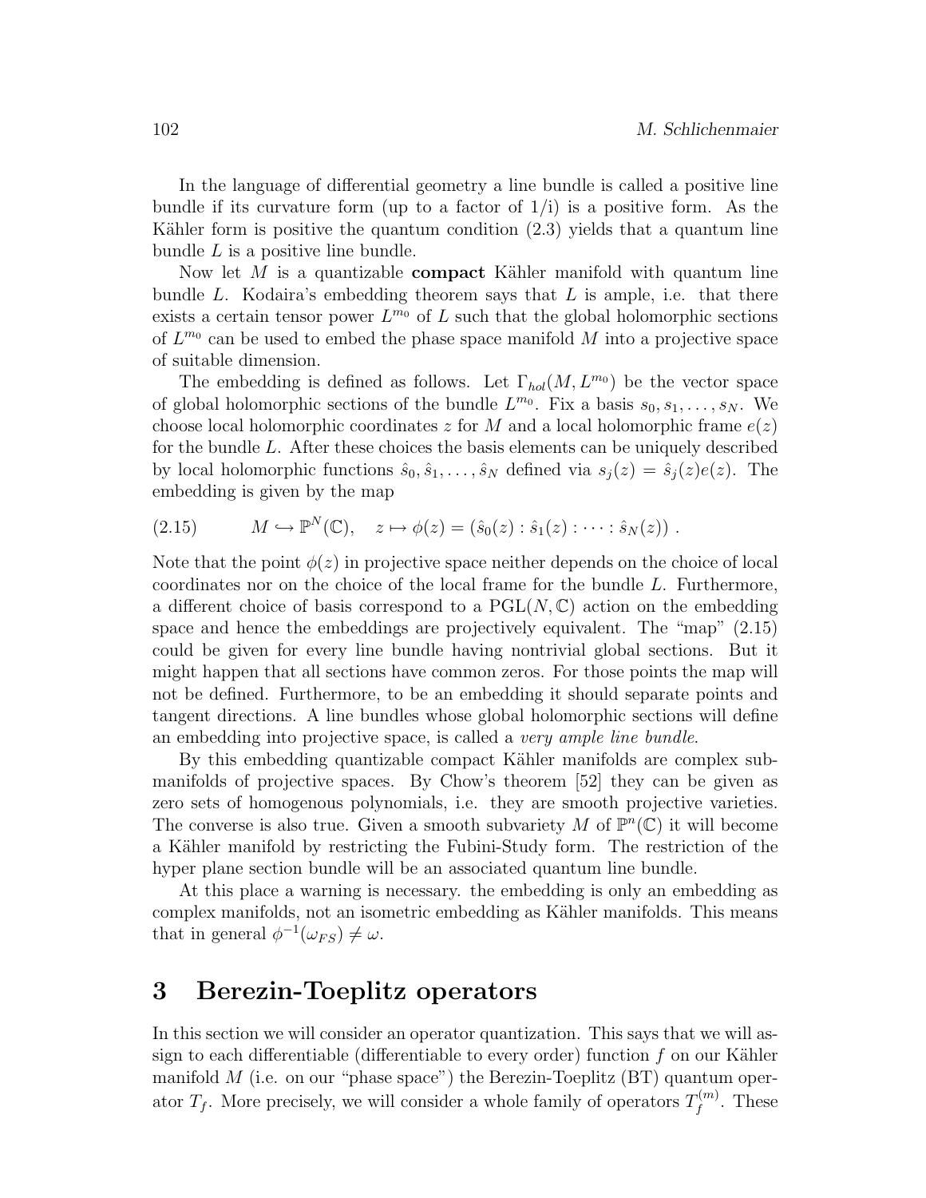In the language of differential geometry a line bundle is called a positive line bundle if its curvature form (up to a factor of 1/i) is a positive form. As the Kähler form is positive the quantum condition (2.3) yields that a quantum line bundle $L$ is a positive line bundle.

Now let $M$ is a quantizable **compact** Kähler manifold with quantum line bundle $L$. Kodaira's embedding theorem says that $L$ is ample, i.e. that there exists a certain tensor power $L^{m_0}$ of $L$ such that the global holomorphic sections of $L^{m_0}$ can be used to embed the phase space manifold $M$ into a projective space of suitable dimension.

The embedding is defined as follows. Let $\Gamma_{hol}(M, L^{m_0})$ be the vector space of global holomorphic sections of the bundle $L^{m_0}$. Fix a basis $s_0, s_1, \ldots, s_N$. We choose local holomorphic coordinates $z$ for $M$ and a local holomorphic frame $e(z)$ for the bundle $L$. After these choices the basis elements can be uniquely described by local holomorphic functions $\hat{s}_0, \hat{s}_1, \ldots, \hat{s}_N$ defined via $s_j(z) = \hat{s}_j(z)e(z)$. The embedding is given by the map

$$M \hookrightarrow \mathbb{P}^N(\mathbb{C}), \quad z \mapsto \phi(z) = (\hat{s}_0(z) : \hat{s}_1(z) : \cdots : \hat{s}_N(z)) \,. \tag{2.15}$$

Note that the point $\phi(z)$ in projective space neither depends on the choice of local coordinates nor on the choice of the local frame for the bundle $L$. Furthermore, a different choice of basis correspond to a $\mathrm{PGL}(N, \mathbb{C})$ action on the embedding space and hence the embeddings are projectively equivalent. The "map" (2.15) could be given for every line bundle having nontrivial global sections. But it might happen that all sections have common zeros. For those points the map will not be defined. Furthermore, to be an embedding it should separate points and tangent directions. A line bundles whose global holomorphic sections will define an embedding into projective space, is called a *very ample line bundle*.

By this embedding quantizable compact Kähler manifolds are complex submanifolds of projective spaces. By Chow's theorem [52] they can be given as zero sets of homogenous polynomials, i.e. they are smooth projective varieties. The converse is also true. Given a smooth subvariety $M$ of $\mathbb{P}^n(\mathbb{C})$ it will become a Kähler manifold by restricting the Fubini-Study form. The restriction of the hyper plane section bundle will be an associated quantum line bundle.

At this place a warning is necessary. the embedding is only an embedding as complex manifolds, not an isometric embedding as Kähler manifolds. This means that in general $\phi^{-1}(\omega_{FS}) \neq \omega$.

# 3 Berezin-Toeplitz operators

In this section we will consider an operator quantization. This says that we will assign to each differentiable (differentiable to every order) function $f$ on our Kähler manifold $M$ (i.e. on our "phase space") the Berezin-Toeplitz (BT) quantum operator $T_f$. More precisely, we will consider a whole family of operators $T_f^{(m)}$. These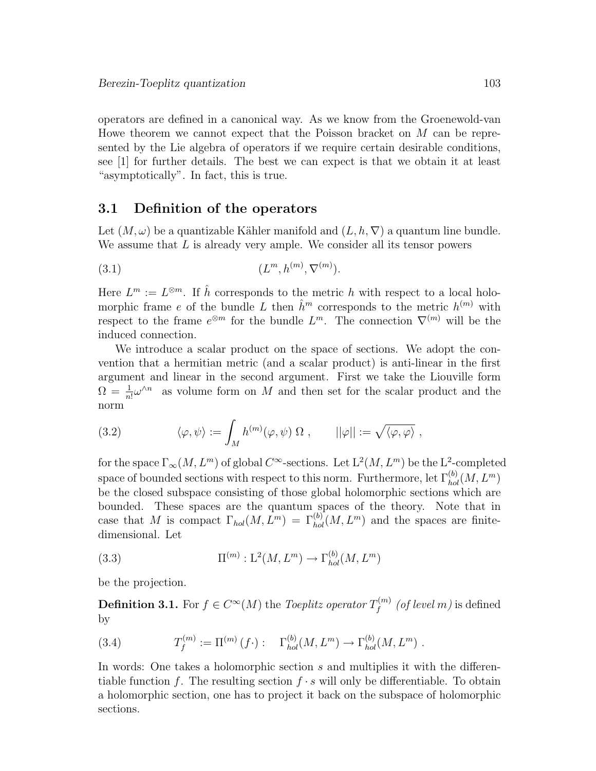operators are defined in a canonical way. As we know from the Groenewold-van Howe theorem we cannot expect that the Poisson bracket on $M$ can be represented by the Lie algebra of operators if we require certain desirable conditions, see [1] for further details. The best we can expect is that we obtain it at least "asymptotically". In fact, this is true.

## 3.1 Definition of the operators

Let $(M, \omega)$ be a quantizable Kähler manifold and $(L, h, \nabla)$ a quantum line bundle. We assume that $L$ is already very ample. We consider all its tensor powers

$$(L^m, h^{(m)}, \nabla^{(m)}). \tag{3.1}$$

Here $L^m := L^{\otimes m}$. If $\hat{h}$ corresponds to the metric $h$ with respect to a local holomorphic frame $e$ of the bundle $L$ then $\hat{h}^m$ corresponds to the metric $h^{(m)}$ with respect to the frame $e^{\otimes m}$ for the bundle $L^m$. The connection $\nabla^{(m)}$ will be the induced connection.

We introduce a scalar product on the space of sections. We adopt the convention that a hermitian metric (and a scalar product) is anti-linear in the first argument and linear in the second argument. First we take the Liouville form $\Omega = \frac{1}{n!}\omega^{\wedge n}$ as volume form on $M$ and then set for the scalar product and the norm

$$\langle \varphi, \psi \rangle := \int_M h^{(m)}(\varphi, \psi)\, \Omega \ , \qquad ||\varphi|| := \sqrt{\langle \varphi, \varphi \rangle} \ , \tag{3.2}$$

for the space $\Gamma_\infty(M, L^m)$ of global $C^\infty$-sections. Let $\mathrm{L}^2(M, L^m)$ be the $\mathrm{L}^2$-completed space of bounded sections with respect to this norm. Furthermore, let $\Gamma_{hol}^{(b)}(M, L^m)$ be the closed subspace consisting of those global holomorphic sections which are bounded. These spaces are the quantum spaces of the theory. Note that in case that $M$ is compact $\Gamma_{hol}(M, L^m) = \Gamma_{hol}^{(b)}(M, L^m)$ and the spaces are finite-dimensional. Let

$$\Pi^{(m)} : \mathrm{L}^2(M, L^m) \to \Gamma_{hol}^{(b)}(M, L^m) \tag{3.3}$$

be the projection.

**Definition 3.1.** For $f \in C^\infty(M)$ the *Toeplitz operator* $T_f^{(m)}$ *(of level m)* is defined by

$$T_f^{(m)} := \Pi^{(m)}\,(f\cdot) : \quad \Gamma_{hol}^{(b)}(M, L^m) \to \Gamma_{hol}^{(b)}(M, L^m) \ . \tag{3.4}$$

In words: One takes a holomorphic section $s$ and multiplies it with the differentiable function $f$. The resulting section $f \cdot s$ will only be differentiable. To obtain a holomorphic section, one has to project it back on the subspace of holomorphic sections.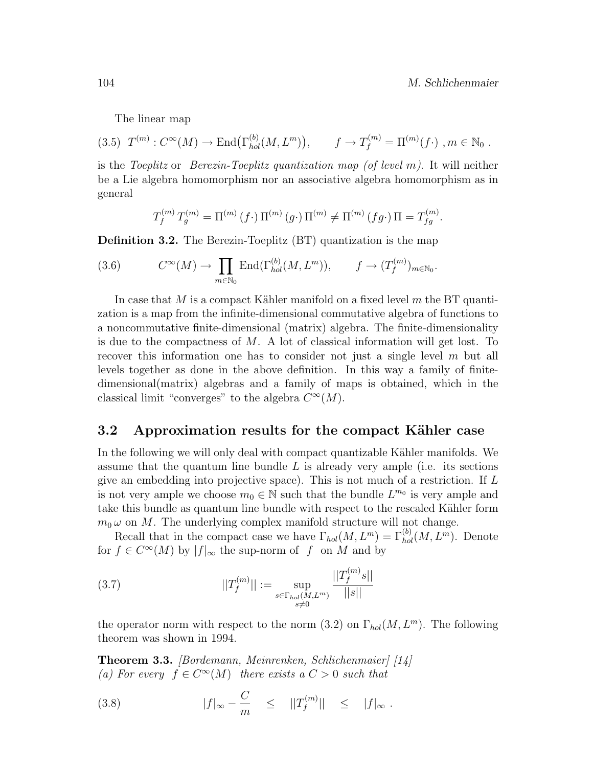The linear map

$$(3.5)\quad T^{(m)} : C^\infty(M) \to \mathrm{End}\big(\Gamma^{(b)}_{hol}(M, L^m)\big), \qquad f \to T^{(m)}_f = \Pi^{(m)}(f\cdot)\ , m \in \mathbb{N}_0\ .$$

is the *Toeplitz* or *Berezin-Toeplitz quantization map (of level m)*. It will neither be a Lie algebra homomorphism nor an associative algebra homomorphism as in general

$$T^{(m)}_f\, T^{(m)}_g = \Pi^{(m)}\,(f\cdot)\,\Pi^{(m)}\,(g\cdot)\,\Pi^{(m)} \neq \Pi^{(m)}\,(fg\cdot)\,\Pi = T^{(m)}_{fg}.$$

**Definition 3.2.** The Berezin-Toeplitz (BT) quantization is the map

$$(3.6)\qquad C^\infty(M) \to \prod_{m\in\mathbb{N}_0} \mathrm{End}(\Gamma^{(b)}_{hol}(M, L^m)), \qquad f \to (T^{(m)}_f)_{m\in\mathbb{N}_0}.$$

In case that $M$ is a compact Kähler manifold on a fixed level $m$ the BT quantization is a map from the infinite-dimensional commutative algebra of functions to a noncommutative finite-dimensional (matrix) algebra. The finite-dimensionality is due to the compactness of $M$. A lot of classical information will get lost. To recover this information one has to consider not just a single level $m$ but all levels together as done in the above definition. In this way a family of finite-dimensional(matrix) algebras and a family of maps is obtained, which in the classical limit "converges" to the algebra $C^\infty(M)$.

## 3.2 Approximation results for the compact Kähler case

In the following we will only deal with compact quantizable Kähler manifolds. We assume that the quantum line bundle $L$ is already very ample (i.e. its sections give an embedding into projective space). This is not much of a restriction. If $L$ is not very ample we choose $m_0 \in \mathbb{N}$ such that the bundle $L^{m_0}$ is very ample and take this bundle as quantum line bundle with respect to the rescaled Kähler form $m_0\,\omega$ on $M$. The underlying complex manifold structure will not change.

Recall that in the compact case we have $\Gamma_{hol}(M, L^m) = \Gamma^{(b)}_{hol}(M, L^m)$. Denote for $f \in C^\infty(M)$ by $|f|_\infty$ the sup-norm of $f$ on $M$ and by

$$(3.7)\qquad ||T^{(m)}_f|| := \sup_{\substack{s\in\Gamma_{hol}(M,L^m)\\ s\neq 0}} \frac{||T^{(m)}_f s||}{||s||}$$

the operator norm with respect to the norm (3.2) on $\Gamma_{hol}(M, L^m)$. The following theorem was shown in 1994.

**Theorem 3.3.** *[Bordemann, Meinrenken, Schlichenmaier] [14]*
*(a) For every $f \in C^\infty(M)$ there exists a $C > 0$ such that*

$$(3.8)\qquad |f|_\infty - \frac{C}{m} \quad\leq\quad ||T^{(m)}_f|| \quad\leq\quad |f|_\infty\ .$$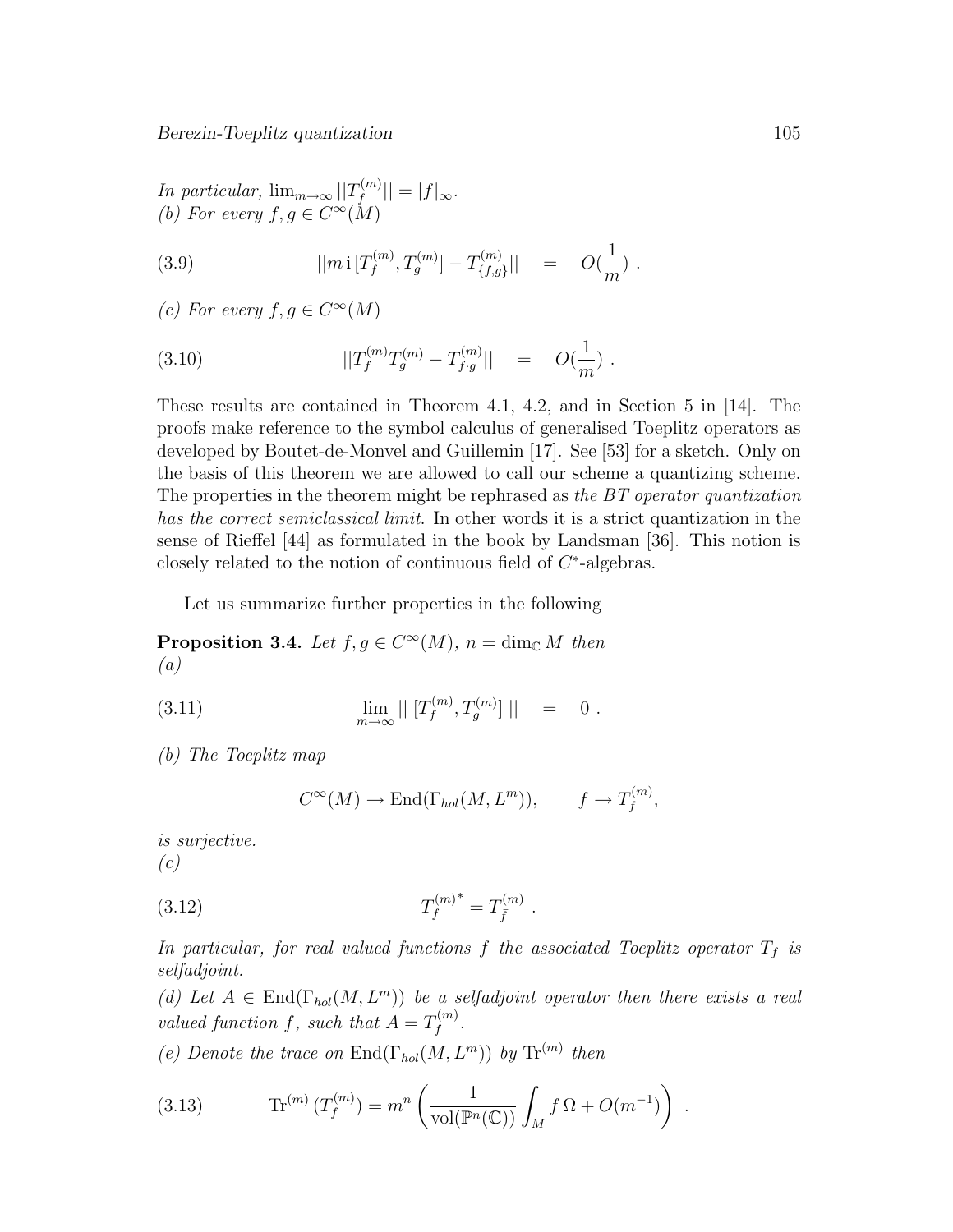*In particular,* $\lim_{m\to\infty} ||T_f^{(m)}|| = |f|_\infty$.
*(b) For every* $f, g \in C^\infty(M)$

$$||m\,\mathrm{i}\,[T_f^{(m)}, T_g^{(m)}] - T_{\{f,g\}}^{(m)}|| \quad = \quad O(\frac{1}{m})\ . \tag{3.9}$$

*(c) For every* $f, g \in C^\infty(M)$

$$||T_f^{(m)} T_g^{(m)} - T_{f\cdot g}^{(m)}|| \quad = \quad O(\frac{1}{m})\ . \tag{3.10}$$

These results are contained in Theorem 4.1, 4.2, and in Section 5 in [14]. The proofs make reference to the symbol calculus of generalised Toeplitz operators as developed by Boutet-de-Monvel and Guillemin [17]. See [53] for a sketch. Only on the basis of this theorem we are allowed to call our scheme a quantizing scheme. The properties in the theorem might be rephrased as *the BT operator quantization has the correct semiclassical limit*. In other words it is a strict quantization in the sense of Rieffel [44] as formulated in the book by Landsman [36]. This notion is closely related to the notion of continuous field of $C^*$-algebras.

Let us summarize further properties in the following

**Proposition 3.4.** *Let* $f, g \in C^\infty(M)$, $n = \dim_{\mathbb{C}} M$ *then*
*(a)*

$$\lim_{m\to\infty} ||\,[T_f^{(m)}, T_g^{(m)}]\,|| \quad = \quad 0\ . \tag{3.11}$$

*(b) The Toeplitz map*

$$C^\infty(M) \to \mathrm{End}(\Gamma_{hol}(M, L^m)), \qquad f \to T_f^{(m)},$$

*is surjective.*
*(c)*

$$T_f^{(m)^*} = T_{\bar{f}}^{(m)}\ . \tag{3.12}$$

*In particular, for real valued functions f the associated Toeplitz operator* $T_f$ *is selfadjoint.*
*(d) Let* $A \in \mathrm{End}(\Gamma_{hol}(M, L^m))$ *be a selfadjoint operator then there exists a real valued function f, such that* $A = T_f^{(m)}$.
*(e) Denote the trace on* $\mathrm{End}(\Gamma_{hol}(M, L^m))$ *by* $\mathrm{Tr}^{(m)}$ *then*

$$\mathrm{Tr}^{(m)}\,(T_f^{(m)}) = m^n \left( \frac{1}{\mathrm{vol}(\mathbb{P}^n(\mathbb{C}))} \int_M f\,\Omega + O(m^{-1}) \right)\ . \tag{3.13}$$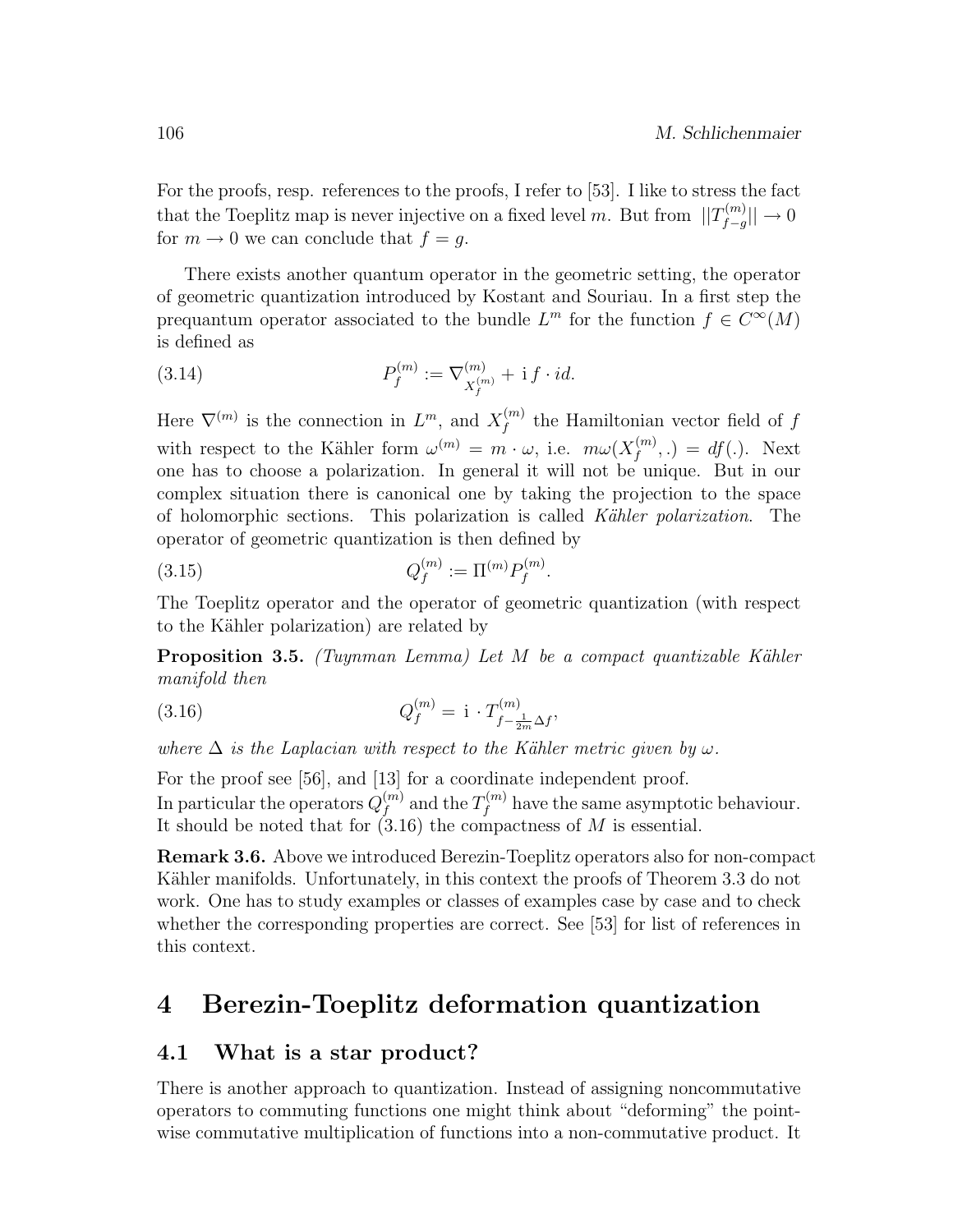For the proofs, resp. references to the proofs, I refer to [53]. I like to stress the fact that the Toeplitz map is never injective on a fixed level $m$. But from $||T^{(m)}_{f-g}|| \to 0$ for $m \to 0$ we can conclude that $f = g$.

There exists another quantum operator in the geometric setting, the operator of geometric quantization introduced by Kostant and Souriau. In a first step the prequantum operator associated to the bundle $L^m$ for the function $f \in C^\infty(M)$ is defined as

$$P^{(m)}_f := \nabla^{(m)}_{X^{(m)}_f} + \mathrm{i}\, f \cdot id. \tag{3.14}$$

Here $\nabla^{(m)}$ is the connection in $L^m$, and $X^{(m)}_f$ the Hamiltonian vector field of $f$ with respect to the Kähler form $\omega^{(m)} = m \cdot \omega$, i.e. $m\omega(X^{(m)}_f, .) = df(.)$. Next one has to choose a polarization. In general it will not be unique. But in our complex situation there is canonical one by taking the projection to the space of holomorphic sections. This polarization is called *Kähler polarization*. The operator of geometric quantization is then defined by

$$Q^{(m)}_f := \Pi^{(m)} P^{(m)}_f. \tag{3.15}$$

The Toeplitz operator and the operator of geometric quantization (with respect to the Kähler polarization) are related by

**Proposition 3.5.** *(Tuynman Lemma) Let $M$ be a compact quantizable Kähler manifold then*

$$Q^{(m)}_f = \mathrm{i} \cdot T^{(m)}_{f - \frac{1}{2m}\Delta f}, \tag{3.16}$$

*where $\Delta$ is the Laplacian with respect to the Kähler metric given by $\omega$.*

For the proof see [56], and [13] for a coordinate independent proof.
In particular the operators $Q^{(m)}_f$ and the $T^{(m)}_f$ have the same asymptotic behaviour. It should be noted that for (3.16) the compactness of $M$ is essential.

**Remark 3.6.** Above we introduced Berezin-Toeplitz operators also for non-compact Kähler manifolds. Unfortunately, in this context the proofs of Theorem 3.3 do not work. One has to study examples or classes of examples case by case and to check whether the corresponding properties are correct. See [53] for list of references in this context.

# 4 Berezin-Toeplitz deformation quantization

## 4.1 What is a star product?

There is another approach to quantization. Instead of assigning noncommutative operators to commuting functions one might think about "deforming" the point-wise commutative multiplication of functions into a non-commutative product. It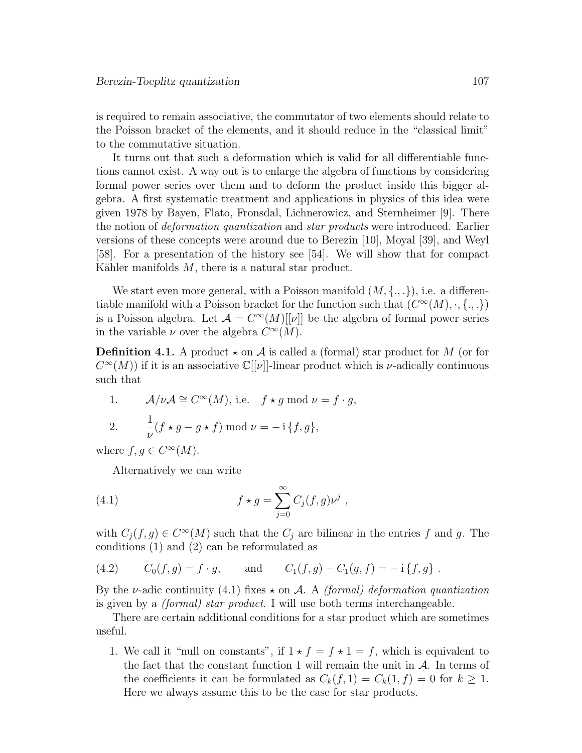is required to remain associative, the commutator of two elements should relate to the Poisson bracket of the elements, and it should reduce in the "classical limit" to the commutative situation.

It turns out that such a deformation which is valid for all differentiable functions cannot exist. A way out is to enlarge the algebra of functions by considering formal power series over them and to deform the product inside this bigger algebra. A first systematic treatment and applications in physics of this idea were given 1978 by Bayen, Flato, Fronsdal, Lichnerowicz, and Sternheimer [9]. There the notion of *deformation quantization* and *star products* were introduced. Earlier versions of these concepts were around due to Berezin [10], Moyal [39], and Weyl [58]. For a presentation of the history see [54]. We will show that for compact Kähler manifolds $M$, there is a natural star product.

We start even more general, with a Poisson manifold $(M, \{.,.\})$, i.e. a differentiable manifold with a Poisson bracket for the function such that $(C^\infty(M), \cdot, \{.,.\})$ is a Poisson algebra. Let $\mathcal{A} = C^\infty(M)[[\nu]]$ be the algebra of formal power series in the variable $\nu$ over the algebra $C^\infty(M)$.

**Definition 4.1.** A product $\star$ on $\mathcal{A}$ is called a (formal) star product for $M$ (or for $C^\infty(M)$) if it is an associative $\mathbb{C}[[\nu]]$-linear product which is $\nu$-adically continuous such that

1. $\mathcal{A}/\nu\mathcal{A} \cong C^\infty(M)$, i.e. $\quad f \star g \bmod \nu = f \cdot g$,

2. $\dfrac{1}{\nu}(f \star g - g \star f) \bmod \nu = -\mathrm{i}\,\{f, g\}$,

where $f, g \in C^\infty(M)$.

Alternatively we can write

$$f \star g = \sum_{j=0}^{\infty} C_j(f, g)\nu^j \ , \tag{4.1}$$

with $C_j(f, g) \in C^\infty(M)$ such that the $C_j$ are bilinear in the entries $f$ and $g$. The conditions (1) and (2) can be reformulated as

$$C_0(f, g) = f \cdot g, \qquad \text{and} \qquad C_1(f, g) - C_1(g, f) = -\mathrm{i}\,\{f, g\} \ . \tag{4.2}$$

By the $\nu$-adic continuity (4.1) fixes $\star$ on $\mathcal{A}$. A *(formal) deformation quantization* is given by a *(formal) star product*. I will use both terms interchangeable.

There are certain additional conditions for a star product which are sometimes useful.

1. We call it "null on constants", if $1 \star f = f \star 1 = f$, which is equivalent to the fact that the constant function 1 will remain the unit in $\mathcal{A}$. In terms of the coefficients it can be formulated as $C_k(f, 1) = C_k(1, f) = 0$ for $k \geq 1$. Here we always assume this to be the case for star products.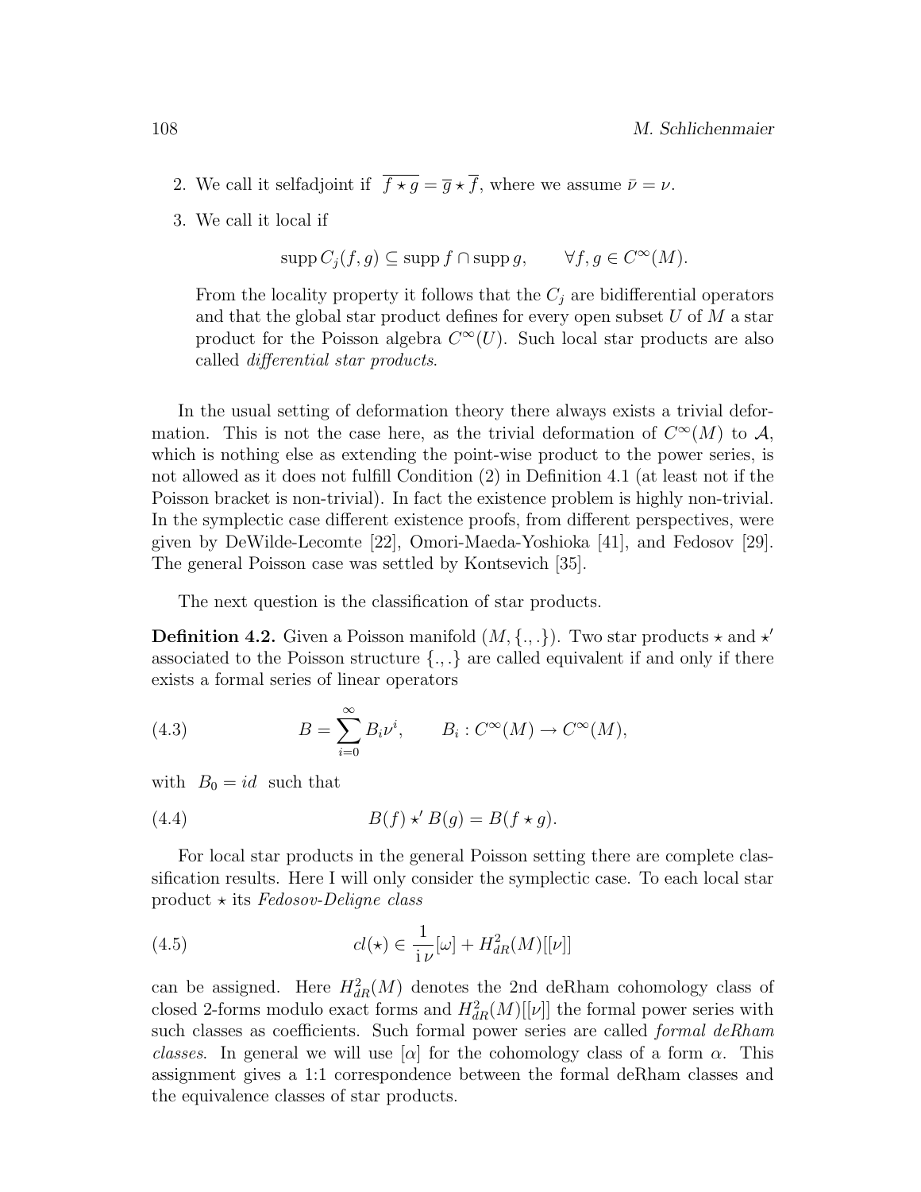2. We call it selfadjoint if $\overline{f \star g} = \overline{g} \star \overline{f}$, where we assume $\bar{\nu} = \nu$.

3. We call it local if

$$\operatorname{supp} C_j(f,g) \subseteq \operatorname{supp} f \cap \operatorname{supp} g, \qquad \forall f, g \in C^\infty(M).$$

From the locality property it follows that the $C_j$ are bidifferential operators and that the global star product defines for every open subset $U$ of $M$ a star product for the Poisson algebra $C^\infty(U)$. Such local star products are also called *differential star products*.

In the usual setting of deformation theory there always exists a trivial deformation. This is not the case here, as the trivial deformation of $C^\infty(M)$ to $\mathcal{A}$, which is nothing else as extending the point-wise product to the power series, is not allowed as it does not fulfill Condition (2) in Definition 4.1 (at least not if the Poisson bracket is non-trivial). In fact the existence problem is highly non-trivial. In the symplectic case different existence proofs, from different perspectives, were given by DeWilde-Lecomte [22], Omori-Maeda-Yoshioka [41], and Fedosov [29]. The general Poisson case was settled by Kontsevich [35].

The next question is the classification of star products.

**Definition 4.2.** Given a Poisson manifold $(M, \{.,.\})$. Two star products $\star$ and $\star'$ associated to the Poisson structure $\{.,.\}$ are called equivalent if and only if there exists a formal series of linear operators

$$B = \sum_{i=0}^{\infty} B_i \nu^i, \qquad B_i : C^\infty(M) \to C^\infty(M), \tag{4.3}$$

with $B_0 = id$ such that

$$B(f) \star' B(g) = B(f \star g). \tag{4.4}$$

For local star products in the general Poisson setting there are complete classification results. Here I will only consider the symplectic case. To each local star product $\star$ its *Fedosov-Deligne class*

$$cl(\star) \in \frac{1}{\mathrm{i}\,\nu}[\omega] + H^2_{dR}(M)[[\nu]] \tag{4.5}$$

can be assigned. Here $H^2_{dR}(M)$ denotes the 2nd deRham cohomology class of closed 2-forms modulo exact forms and $H^2_{dR}(M)[[\nu]]$ the formal power series with such classes as coefficients. Such formal power series are called *formal deRham classes*. In general we will use $[\alpha]$ for the cohomology class of a form $\alpha$. This assignment gives a 1:1 correspondence between the formal deRham classes and the equivalence classes of star products.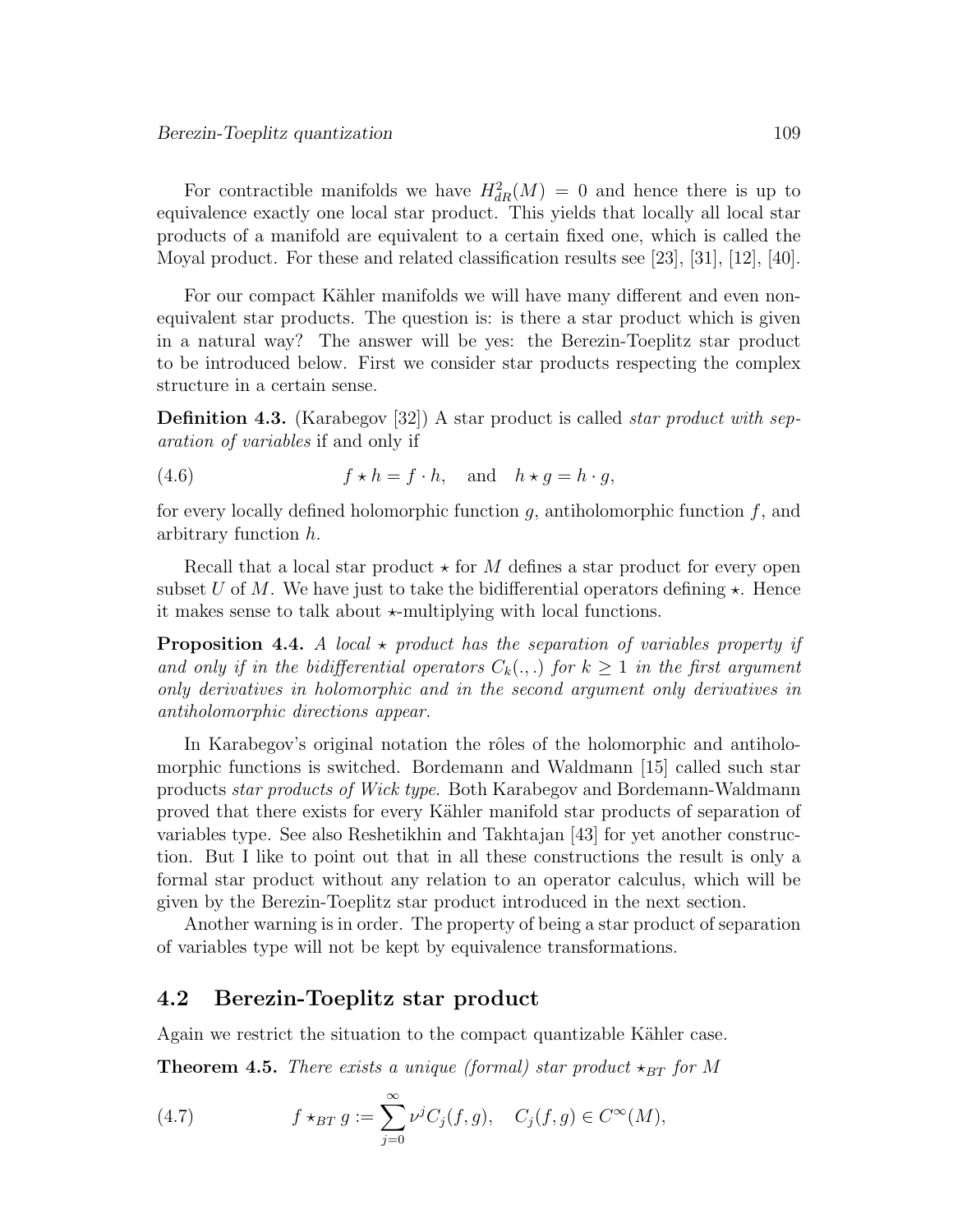For contractible manifolds we have $H^2_{dR}(M) = 0$ and hence there is up to equivalence exactly one local star product. This yields that locally all local star products of a manifold are equivalent to a certain fixed one, which is called the Moyal product. For these and related classification results see [23], [31], [12], [40].

For our compact Kähler manifolds we will have many different and even non-equivalent star products. The question is: is there a star product which is given in a natural way? The answer will be yes: the Berezin-Toeplitz star product to be introduced below. First we consider star products respecting the complex structure in a certain sense.

**Definition 4.3.** (Karabegov [32]) A star product is called *star product with separation of variables* if and only if

$$f \star h = f \cdot h, \quad \text{and} \quad h \star g = h \cdot g, \tag{4.6}$$

for every locally defined holomorphic function $g$, antiholomorphic function $f$, and arbitrary function $h$.

Recall that a local star product $\star$ for $M$ defines a star product for every open subset $U$ of $M$. We have just to take the bidifferential operators defining $\star$. Hence it makes sense to talk about $\star$-multiplying with local functions.

**Proposition 4.4.** *A local $\star$ product has the separation of variables property if and only if in the bidifferential operators $C_k(.,.)$ for $k \geq 1$ in the first argument only derivatives in holomorphic and in the second argument only derivatives in antiholomorphic directions appear.*

In Karabegov's original notation the rôles of the holomorphic and antiholomorphic functions is switched. Bordemann and Waldmann [15] called such star products *star products of Wick type*. Both Karabegov and Bordemann-Waldmann proved that there exists for every Kähler manifold star products of separation of variables type. See also Reshetikhin and Takhtajan [43] for yet another construction. But I like to point out that in all these constructions the result is only a formal star product without any relation to an operator calculus, which will be given by the Berezin-Toeplitz star product introduced in the next section.

Another warning is in order. The property of being a star product of separation of variables type will not be kept by equivalence transformations.

## 4.2 Berezin-Toeplitz star product

Again we restrict the situation to the compact quantizable Kähler case.

**Theorem 4.5.** *There exists a unique (formal) star product $\star_{BT}$ for $M$*

$$f \star_{BT} g := \sum_{j=0}^{\infty} \nu^j C_j(f,g), \quad C_j(f,g) \in C^\infty(M), \tag{4.7}$$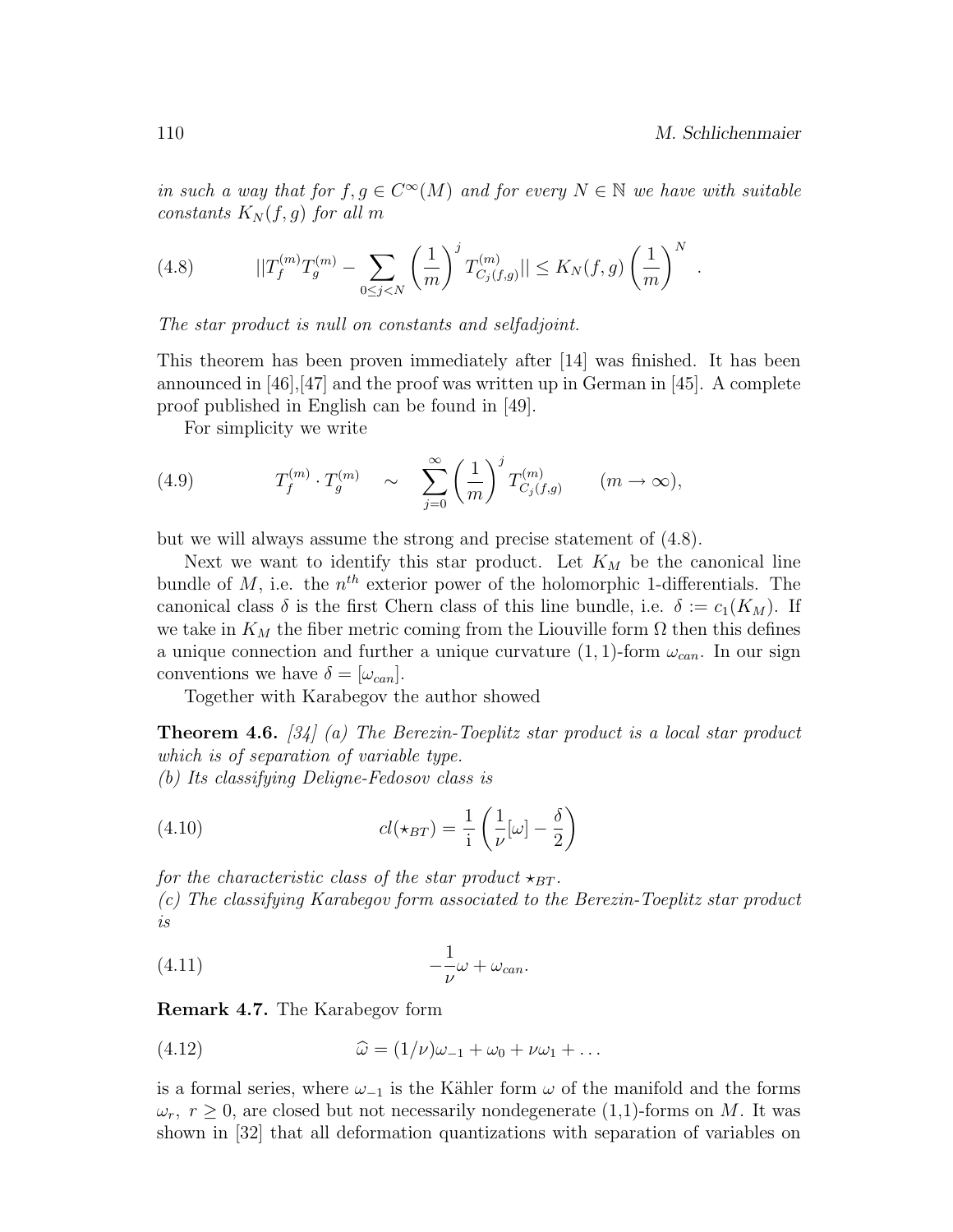*in such a way that for $f, g \in C^\infty(M)$ and for every $N \in \mathbb{N}$ we have with suitable constants $K_N(f,g)$ for all $m$*

$$
(4.8) \qquad ||T_f^{(m)} T_g^{(m)} - \sum_{0 \le j < N} \left(\frac{1}{m}\right)^j T^{(m)}_{C_j(f,g)}|| \le K_N(f,g) \left(\frac{1}{m}\right)^N .
$$

*The star product is null on constants and selfadjoint.*

This theorem has been proven immediately after [14] was finished. It has been announced in [46],[47] and the proof was written up in German in [45]. A complete proof published in English can be found in [49].

For simplicity we write

$$
(4.9) \qquad T_f^{(m)} \cdot T_g^{(m)} \quad \sim \quad \sum_{j=0}^{\infty} \left(\frac{1}{m}\right)^j T^{(m)}_{C_j(f,g)} \qquad (m \to \infty),
$$

but we will always assume the strong and precise statement of (4.8).

Next we want to identify this star product. Let $K_M$ be the canonical line bundle of $M$, i.e. the $n^{th}$ exterior power of the holomorphic 1-differentials. The canonical class $\delta$ is the first Chern class of this line bundle, i.e. $\delta := c_1(K_M)$. If we take in $K_M$ the fiber metric coming from the Liouville form $\Omega$ then this defines a unique connection and further a unique curvature $(1,1)$-form $\omega_{can}$. In our sign conventions we have $\delta = [\omega_{can}]$.

Together with Karabegov the author showed

**Theorem 4.6.** *[34] (a) The Berezin-Toeplitz star product is a local star product which is of separation of variable type.*
*(b) Its classifying Deligne-Fedosov class is*

$$
(4.10) \qquad cl(\star_{BT}) = \frac{1}{\mathrm{i}} \left(\frac{1}{\nu}[\omega] - \frac{\delta}{2}\right)
$$

*for the characteristic class of the star product $\star_{BT}$.*
*(c) The classifying Karabegov form associated to the Berezin-Toeplitz star product is*

$$
(4.11) \qquad -\frac{1}{\nu}\omega + \omega_{can}.
$$

**Remark 4.7.** The Karabegov form

$$
(4.12) \qquad \widehat{\omega} = (1/\nu)\omega_{-1} + \omega_0 + \nu\omega_1 + \ldots
$$

is a formal series, where $\omega_{-1}$ is the Kähler form $\omega$ of the manifold and the forms $\omega_r,\ r \ge 0$, are closed but not necessarily nondegenerate (1,1)-forms on $M$. It was shown in [32] that all deformation quantizations with separation of variables on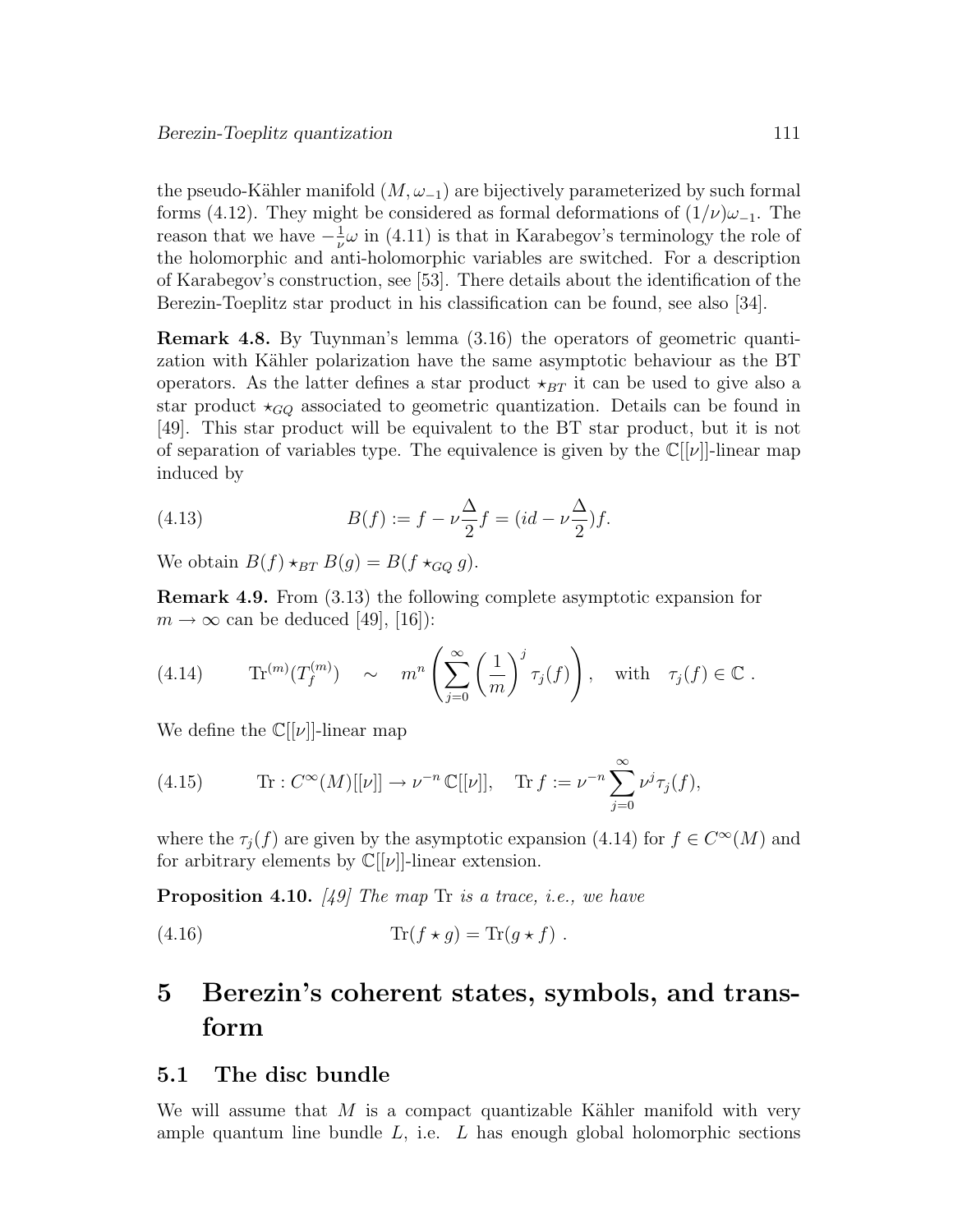the pseudo-Kähler manifold $(M, \omega_{-1})$ are bijectively parameterized by such formal forms (4.12). They might be considered as formal deformations of $(1/\nu)\omega_{-1}$. The reason that we have $-\frac{1}{\nu}\omega$ in (4.11) is that in Karabegov's terminology the role of the holomorphic and anti-holomorphic variables are switched. For a description of Karabegov's construction, see [53]. There details about the identification of the Berezin-Toeplitz star product in his classification can be found, see also [34].

**Remark 4.8.** By Tuynman's lemma (3.16) the operators of geometric quantization with Kähler polarization have the same asymptotic behaviour as the BT operators. As the latter defines a star product $\star_{BT}$ it can be used to give also a star product $\star_{GQ}$ associated to geometric quantization. Details can be found in [49]. This star product will be equivalent to the BT star product, but it is not of separation of variables type. The equivalence is given by the $\mathbb{C}[[\nu]]$-linear map induced by

$$B(f) := f - \nu\frac{\Delta}{2}f = (id - \nu\frac{\Delta}{2})f. \tag{4.13}$$

We obtain $B(f) \star_{BT} B(g) = B(f \star_{GQ} g)$.

**Remark 4.9.** From (3.13) the following complete asymptotic expansion for $m \to \infty$ can be deduced [49], [16]):

$$\operatorname{Tr}^{(m)}(T_f^{(m)}) \quad \sim \quad m^n\left(\sum_{j=0}^{\infty}\left(\frac{1}{m}\right)^j \tau_j(f)\right), \quad \text{with} \quad \tau_j(f) \in \mathbb{C}\ . \tag{4.14}$$

We define the $\mathbb{C}[[\nu]]$-linear map

$$\operatorname{Tr} : C^\infty(M)[[\nu]] \to \nu^{-n}\,\mathbb{C}[[\nu]], \quad \operatorname{Tr} f := \nu^{-n}\sum_{j=0}^{\infty}\nu^j\tau_j(f), \tag{4.15}$$

where the $\tau_j(f)$ are given by the asymptotic expansion (4.14) for $f \in C^\infty(M)$ and for arbitrary elements by $\mathbb{C}[[\nu]]$-linear extension.

**Proposition 4.10.** *[49] The map* Tr *is a trace, i.e., we have*

$$\operatorname{Tr}(f \star g) = \operatorname{Tr}(g \star f)\ . \tag{4.16}$$

# 5 Berezin's coherent states, symbols, and transform

## 5.1 The disc bundle

We will assume that $M$ is a compact quantizable Kähler manifold with very ample quantum line bundle $L$, i.e. $L$ has enough global holomorphic sections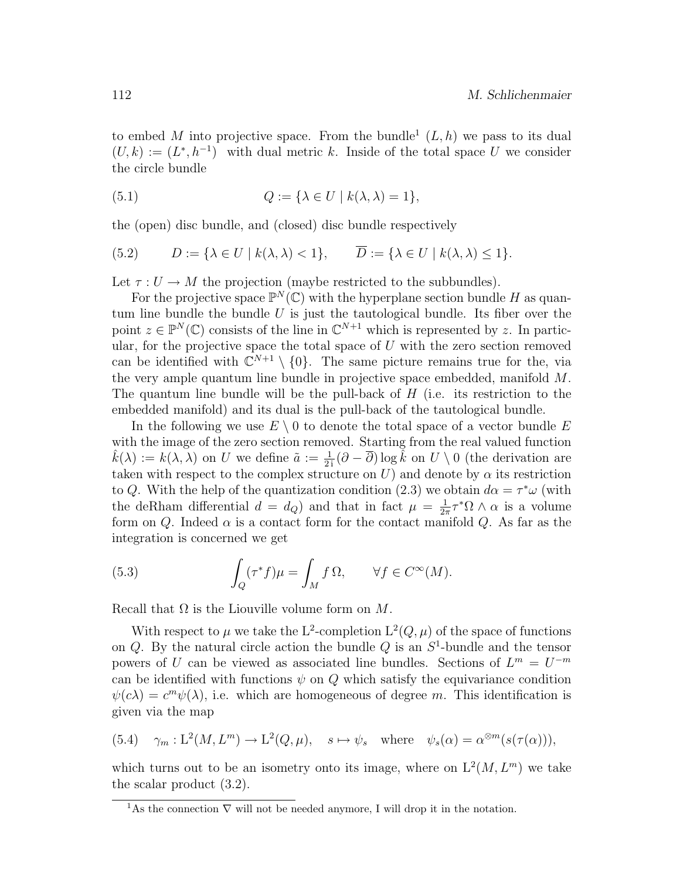to embed $M$ into projective space. From the bundle[1] $(L, h)$ we pass to its dual $(U, k) := (L^*, h^{-1})$ with dual metric $k$. Inside of the total space $U$ we consider the circle bundle

$$Q := \{\lambda \in U \mid k(\lambda, \lambda) = 1\}, \tag{5.1}$$

the (open) disc bundle, and (closed) disc bundle respectively

$$D := \{\lambda \in U \mid k(\lambda, \lambda) < 1\}, \qquad \overline{D} := \{\lambda \in U \mid k(\lambda, \lambda) \le 1\}. \tag{5.2}$$

Let $\tau : U \to M$ the projection (maybe restricted to the subbundles).

For the projective space $\mathbb{P}^N(\mathbb{C})$ with the hyperplane section bundle $H$ as quantum line bundle the bundle $U$ is just the tautological bundle. Its fiber over the point $z \in \mathbb{P}^N(\mathbb{C})$ consists of the line in $\mathbb{C}^{N+1}$ which is represented by $z$. In particular, for the projective space the total space of $U$ with the zero section removed can be identified with $\mathbb{C}^{N+1} \setminus \{0\}$. The same picture remains true for the, via the very ample quantum line bundle in projective space embedded, manifold $M$. The quantum line bundle will be the pull-back of $H$ (i.e. its restriction to the embedded manifold) and its dual is the pull-back of the tautological bundle.

In the following we use $E \setminus 0$ to denote the total space of a vector bundle $E$ with the image of the zero section removed. Starting from the real valued function $\hat{k}(\lambda) := k(\lambda, \lambda)$ on $U$ we define $\tilde{a} := \frac{1}{2\mathrm{i}}(\partial - \overline{\partial}) \log \hat{k}$ on $U \setminus 0$ (the derivation are taken with respect to the complex structure on $U$) and denote by $\alpha$ its restriction to $Q$. With the help of the quantization condition (2.3) we obtain $d\alpha = \tau^*\omega$ (with the deRham differential $d = d_Q$) and that in fact $\mu = \frac{1}{2\pi}\tau^*\Omega \wedge \alpha$ is a volume form on $Q$. Indeed $\alpha$ is a contact form for the contact manifold $Q$. As far as the integration is concerned we get

$$\int_Q (\tau^* f)\mu = \int_M f\,\Omega, \qquad \forall f \in C^\infty(M). \tag{5.3}$$

Recall that $\Omega$ is the Liouville volume form on $M$.

With respect to $\mu$ we take the $\mathrm{L}^2$-completion $\mathrm{L}^2(Q, \mu)$ of the space of functions on $Q$. By the natural circle action the bundle $Q$ is an $S^1$-bundle and the tensor powers of $U$ can be viewed as associated line bundles. Sections of $L^m = U^{-m}$ can be identified with functions $\psi$ on $Q$ which satisfy the equivariance condition $\psi(c\lambda) = c^m \psi(\lambda)$, i.e. which are homogeneous of degree $m$. This identification is given via the map

$$\gamma_m : \mathrm{L}^2(M, L^m) \to \mathrm{L}^2(Q, \mu), \quad s \mapsto \psi_s \quad \text{where} \quad \psi_s(\alpha) = \alpha^{\otimes m}(s(\tau(\alpha))), \tag{5.4}$$

which turns out to be an isometry onto its image, where on $\mathrm{L}^2(M, L^m)$ we take the scalar product (3.2).

[1] As the connection $\nabla$ will not be needed anymore, I will drop it in the notation.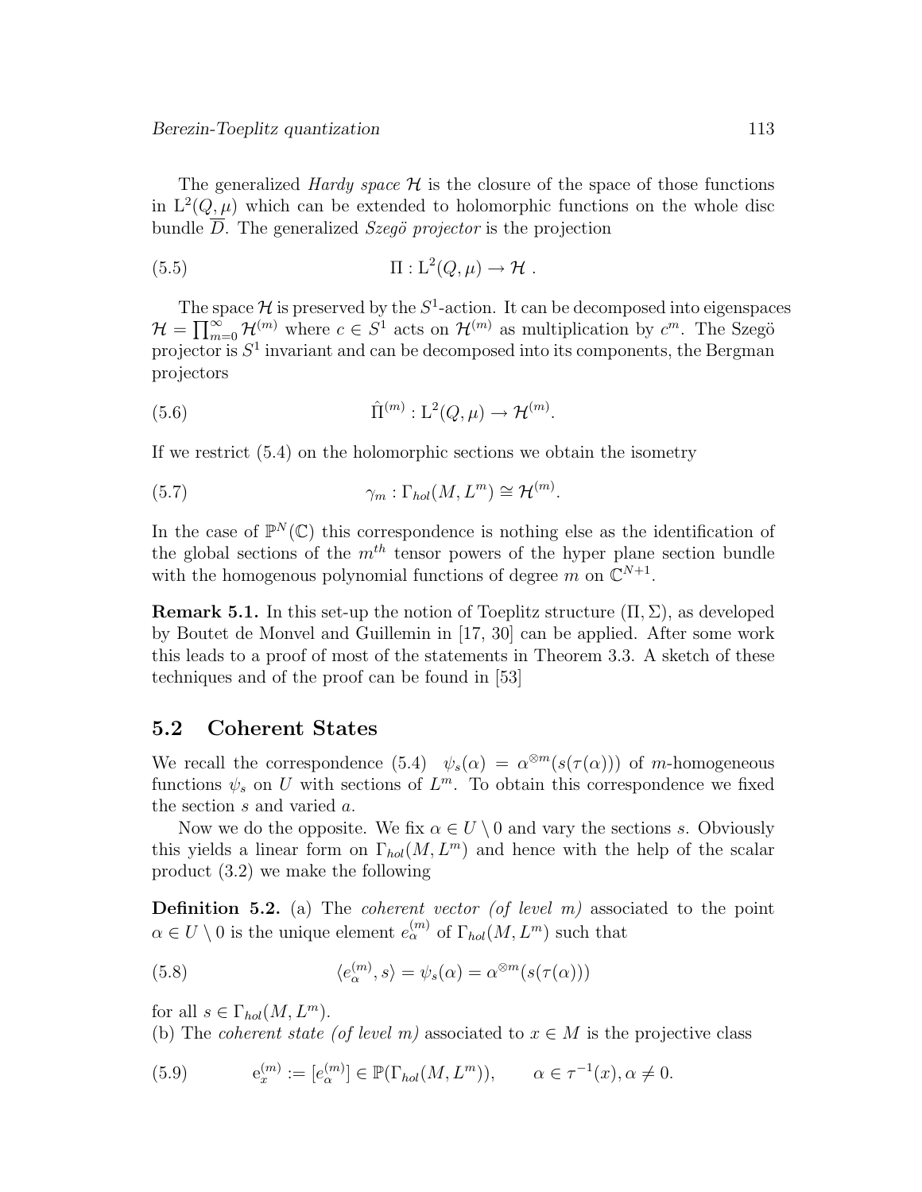The generalized *Hardy space* $\mathcal{H}$ is the closure of the space of those functions in $\mathrm{L}^2(Q,\mu)$ which can be extended to holomorphic functions on the whole disc bundle $\overline{D}$. The generalized *Szegö projector* is the projection

$$\Pi : \mathrm{L}^2(Q,\mu) \to \mathcal{H}\ . \tag{5.5}$$

The space $\mathcal{H}$ is preserved by the $S^1$-action. It can be decomposed into eigenspaces $\mathcal{H} = \prod_{m=0}^{\infty} \mathcal{H}^{(m)}$ where $c \in S^1$ acts on $\mathcal{H}^{(m)}$ as multiplication by $c^m$. The Szegö projector is $S^1$ invariant and can be decomposed into its components, the Bergman projectors

$$\hat{\Pi}^{(m)} : \mathrm{L}^2(Q,\mu) \to \mathcal{H}^{(m)}. \tag{5.6}$$

If we restrict (5.4) on the holomorphic sections we obtain the isometry

$$\gamma_m : \Gamma_{hol}(M, L^m) \cong \mathcal{H}^{(m)}. \tag{5.7}$$

In the case of $\mathbb{P}^N(\mathbb{C})$ this correspondence is nothing else as the identification of the global sections of the $m^{th}$ tensor powers of the hyper plane section bundle with the homogenous polynomial functions of degree $m$ on $\mathbb{C}^{N+1}$.

**Remark 5.1.** In this set-up the notion of Toeplitz structure $(\Pi, \Sigma)$, as developed by Boutet de Monvel and Guillemin in [17, 30] can be applied. After some work this leads to a proof of most of the statements in Theorem 3.3. A sketch of these techniques and of the proof can be found in [53]

## 5.2 Coherent States

We recall the correspondence (5.4) $\psi_s(\alpha) = \alpha^{\otimes m}(s(\tau(\alpha)))$ of $m$-homogeneous functions $\psi_s$ on $U$ with sections of $L^m$. To obtain this correspondence we fixed the section $s$ and varied $a$.

Now we do the opposite. We fix $\alpha \in U \setminus 0$ and vary the sections $s$. Obviously this yields a linear form on $\Gamma_{hol}(M, L^m)$ and hence with the help of the scalar product (3.2) we make the following

**Definition 5.2.** (a) The *coherent vector (of level m)* associated to the point $\alpha \in U \setminus 0$ is the unique element $e_\alpha^{(m)}$ of $\Gamma_{hol}(M, L^m)$ such that

$$\langle e_\alpha^{(m)}, s\rangle = \psi_s(\alpha) = \alpha^{\otimes m}(s(\tau(\alpha))) \tag{5.8}$$

for all $s \in \Gamma_{hol}(M, L^m)$.
(b) The *coherent state (of level m)* associated to $x \in M$ is the projective class

$$\mathrm{e}_x^{(m)} := [e_\alpha^{(m)}] \in \mathbb{P}(\Gamma_{hol}(M, L^m)), \qquad \alpha \in \tau^{-1}(x), \alpha \neq 0. \tag{5.9}$$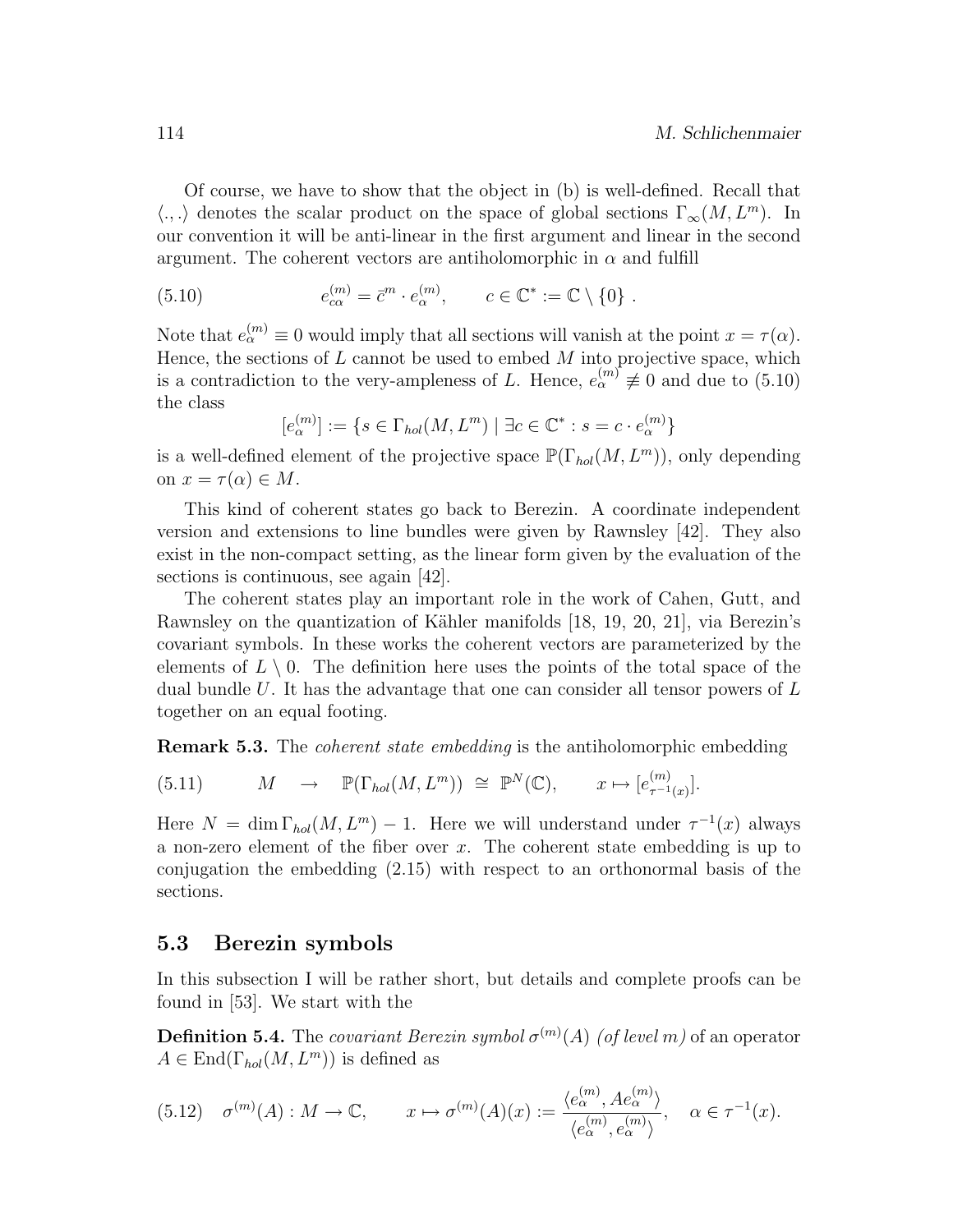Of course, we have to show that the object in (b) is well-defined. Recall that $\langle .,. \rangle$ denotes the scalar product on the space of global sections $\Gamma_\infty(M, L^m)$. In our convention it will be anti-linear in the first argument and linear in the second argument. The coherent vectors are antiholomorphic in $\alpha$ and fulfill

$$e^{(m)}_{c\alpha} = \bar{c}^m \cdot e^{(m)}_\alpha, \qquad c \in \mathbb{C}^* := \mathbb{C} \setminus \{0\} . \tag{5.10}$$

Note that $e^{(m)}_\alpha \equiv 0$ would imply that all sections will vanish at the point $x = \tau(\alpha)$. Hence, the sections of $L$ cannot be used to embed $M$ into projective space, which is a contradiction to the very-ampleness of $L$. Hence, $e^{(m)}_\alpha \not\equiv 0$ and due to (5.10) the class

$$[e^{(m)}_\alpha] := \{ s \in \Gamma_{hol}(M, L^m) \mid \exists c \in \mathbb{C}^* : s = c \cdot e^{(m)}_\alpha \}$$

is a well-defined element of the projective space $\mathbb{P}(\Gamma_{hol}(M, L^m))$, only depending on $x = \tau(\alpha) \in M$.

This kind of coherent states go back to Berezin. A coordinate independent version and extensions to line bundles were given by Rawnsley [42]. They also exist in the non-compact setting, as the linear form given by the evaluation of the sections is continuous, see again [42].

The coherent states play an important role in the work of Cahen, Gutt, and Rawnsley on the quantization of Kähler manifolds [18, 19, 20, 21], via Berezin's covariant symbols. In these works the coherent vectors are parameterized by the elements of $L \setminus 0$. The definition here uses the points of the total space of the dual bundle $U$. It has the advantage that one can consider all tensor powers of $L$ together on an equal footing.

**Remark 5.3.** The *coherent state embedding* is the antiholomorphic embedding

$$M \quad \to \quad \mathbb{P}(\Gamma_{hol}(M, L^m)) \;\cong\; \mathbb{P}^N(\mathbb{C}), \qquad x \mapsto [e^{(m)}_{\tau^{-1}(x)}]. \tag{5.11}$$

Here $N = \dim \Gamma_{hol}(M, L^m) - 1$. Here we will understand under $\tau^{-1}(x)$ always a non-zero element of the fiber over $x$. The coherent state embedding is up to conjugation the embedding (2.15) with respect to an orthonormal basis of the sections.

## 5.3 Berezin symbols

In this subsection I will be rather short, but details and complete proofs can be found in [53]. We start with the

**Definition 5.4.** The *covariant Berezin symbol* $\sigma^{(m)}(A)$ *(of level $m$)* of an operator $A \in \mathrm{End}(\Gamma_{hol}(M, L^m))$ is defined as

$$\sigma^{(m)}(A) : M \to \mathbb{C}, \qquad x \mapsto \sigma^{(m)}(A)(x) := \frac{\langle e^{(m)}_\alpha, A e^{(m)}_\alpha \rangle}{\langle e^{(m)}_\alpha, e^{(m)}_\alpha \rangle}, \quad \alpha \in \tau^{-1}(x). \tag{5.12}$$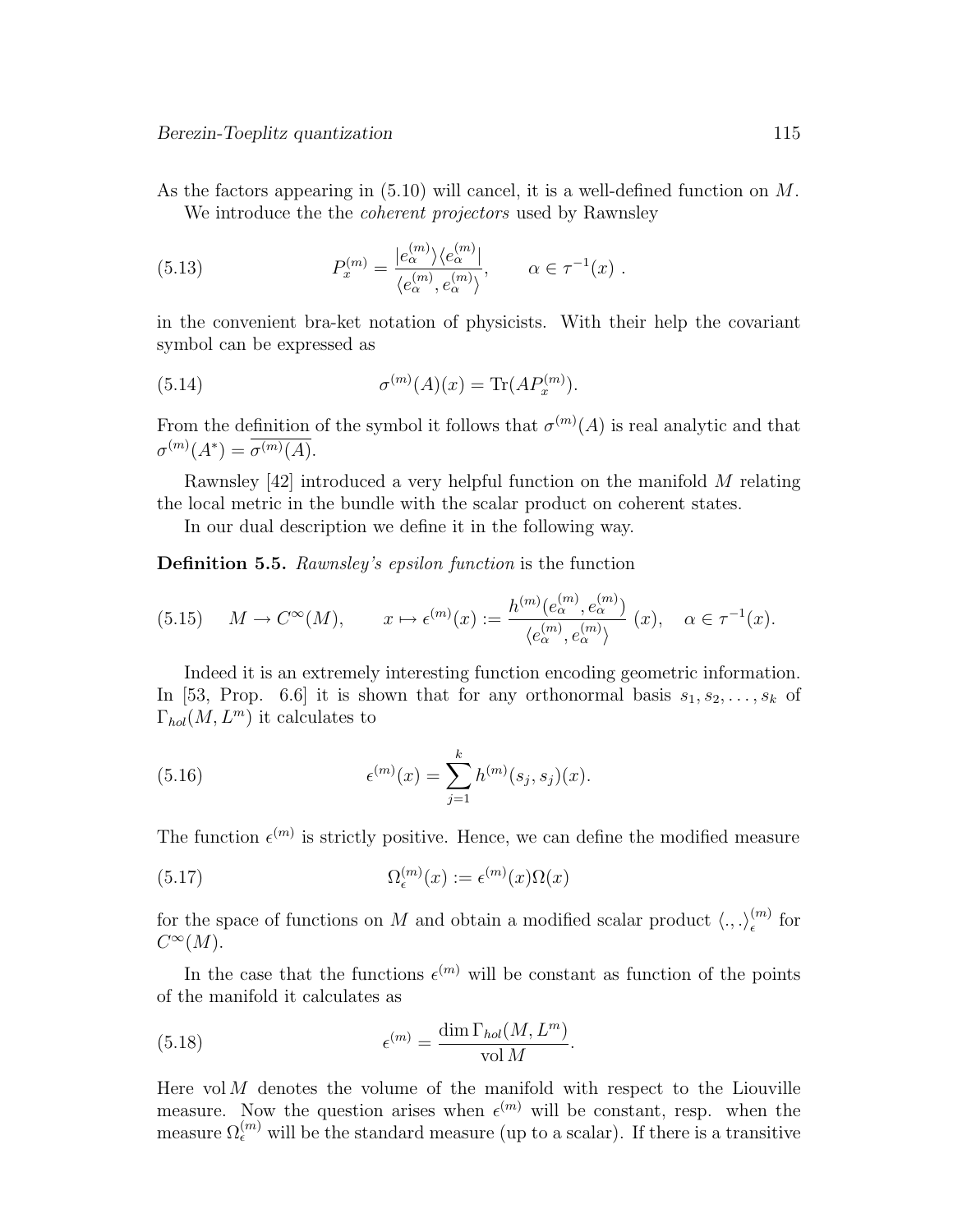As the factors appearing in (5.10) will cancel, it is a well-defined function on $M$.

We introduce the the *coherent projectors* used by Rawnsley

$$P_x^{(m)} = \frac{|e_\alpha^{(m)}\rangle\langle e_\alpha^{(m)}|}{\langle e_\alpha^{(m)}, e_\alpha^{(m)}\rangle}, \qquad \alpha \in \tau^{-1}(x)\ . \tag{5.13}$$

in the convenient bra-ket notation of physicists. With their help the covariant symbol can be expressed as

$$\sigma^{(m)}(A)(x) = \mathrm{Tr}(AP_x^{(m)}). \tag{5.14}$$

From the definition of the symbol it follows that $\sigma^{(m)}(A)$ is real analytic and that $\sigma^{(m)}(A^*) = \overline{\sigma^{(m)}(A)}$.

Rawnsley [42] introduced a very helpful function on the manifold $M$ relating the local metric in the bundle with the scalar product on coherent states.

In our dual description we define it in the following way.

**Definition 5.5.** *Rawnsley's epsilon function* is the function

$$M \to C^\infty(M), \qquad x \mapsto \epsilon^{(m)}(x) := \frac{h^{(m)}(e_\alpha^{(m)}, e_\alpha^{(m)})}{\langle e_\alpha^{(m)}, e_\alpha^{(m)}\rangle}\ (x), \quad \alpha \in \tau^{-1}(x). \tag{5.15}$$

Indeed it is an extremely interesting function encoding geometric information. In [53, Prop. 6.6] it is shown that for any orthonormal basis $s_1, s_2, \ldots, s_k$ of $\Gamma_{hol}(M, L^m)$ it calculates to

$$\epsilon^{(m)}(x) = \sum_{j=1}^{k} h^{(m)}(s_j, s_j)(x). \tag{5.16}$$

The function $\epsilon^{(m)}$ is strictly positive. Hence, we can define the modified measure

$$\Omega_\epsilon^{(m)}(x) := \epsilon^{(m)}(x)\Omega(x) \tag{5.17}$$

for the space of functions on $M$ and obtain a modified scalar product $\langle .,. \rangle_\epsilon^{(m)}$ for $C^\infty(M)$.

In the case that the functions $\epsilon^{(m)}$ will be constant as function of the points of the manifold it calculates as

$$\epsilon^{(m)} = \frac{\dim \Gamma_{hol}(M, L^m)}{\mathrm{vol}\, M}. \tag{5.18}$$

Here $\mathrm{vol}\, M$ denotes the volume of the manifold with respect to the Liouville measure. Now the question arises when $\epsilon^{(m)}$ will be constant, resp. when the measure $\Omega_\epsilon^{(m)}$ will be the standard measure (up to a scalar). If there is a transitive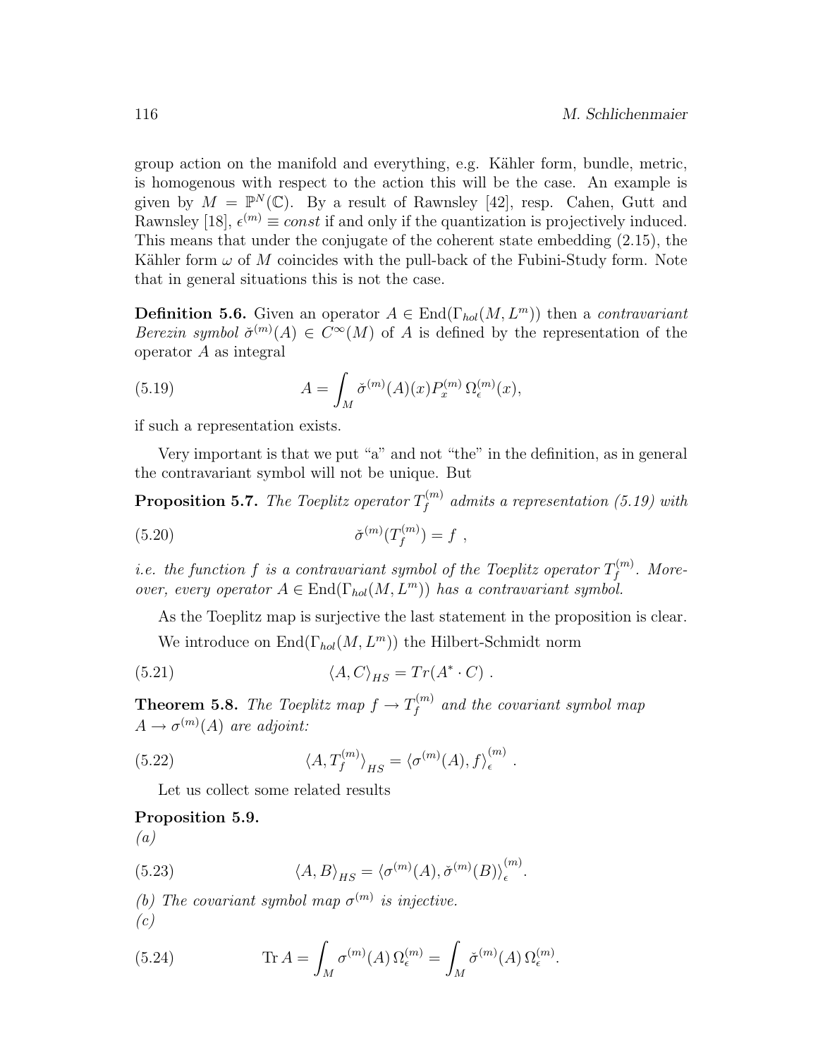group action on the manifold and everything, e.g. Kähler form, bundle, metric, is homogenous with respect to the action this will be the case. An example is given by $M = \mathbb{P}^N(\mathbb{C})$. By a result of Rawnsley [42], resp. Cahen, Gutt and Rawnsley [18], $\epsilon^{(m)} \equiv const$ if and only if the quantization is projectively induced. This means that under the conjugate of the coherent state embedding (2.15), the Kähler form $\omega$ of $M$ coincides with the pull-back of the Fubini-Study form. Note that in general situations this is not the case.

**Definition 5.6.** Given an operator $A \in \mathrm{End}(\Gamma_{hol}(M, L^m))$ then a *contravariant Berezin symbol* $\check{\sigma}^{(m)}(A) \in C^\infty(M)$ of $A$ is defined by the representation of the operator $A$ as integral

$$A = \int_M \check{\sigma}^{(m)}(A)(x) P_x^{(m)}\, \Omega_\epsilon^{(m)}(x), \tag{5.19}$$

if such a representation exists.

Very important is that we put "a" and not "the" in the definition, as in general the contravariant symbol will not be unique. But

**Proposition 5.7.** *The Toeplitz operator $T_f^{(m)}$ admits a representation (5.19) with*

$$\check{\sigma}^{(m)}(T_f^{(m)}) = f\ , \tag{5.20}$$

*i.e. the function $f$ is a contravariant symbol of the Toeplitz operator $T_f^{(m)}$. Moreover, every operator $A \in \mathrm{End}(\Gamma_{hol}(M, L^m))$ has a contravariant symbol.*

As the Toeplitz map is surjective the last statement in the proposition is clear.

We introduce on $\mathrm{End}(\Gamma_{hol}(M, L^m))$ the Hilbert-Schmidt norm

$$\langle A, C\rangle_{HS} = Tr(A^* \cdot C)\ . \tag{5.21}$$

**Theorem 5.8.** *The Toeplitz map $f \to T_f^{(m)}$ and the covariant symbol map $A \to \sigma^{(m)}(A)$ are adjoint:*

$$\langle A, T_f^{(m)}\rangle_{HS} = \langle \sigma^{(m)}(A), f\rangle_\epsilon^{(m)}\ . \tag{5.22}$$

Let us collect some related results

**Proposition 5.9.**
*(a)*

$$\langle A, B\rangle_{HS} = \langle \sigma^{(m)}(A), \check{\sigma}^{(m)}(B)\rangle_\epsilon^{(m)}. \tag{5.23}$$

*(b) The covariant symbol map $\sigma^{(m)}$ is injective.*
*(c)*

$$\mathrm{Tr}\, A = \int_M \sigma^{(m)}(A)\, \Omega_\epsilon^{(m)} = \int_M \check{\sigma}^{(m)}(A)\, \Omega_\epsilon^{(m)}. \tag{5.24}$$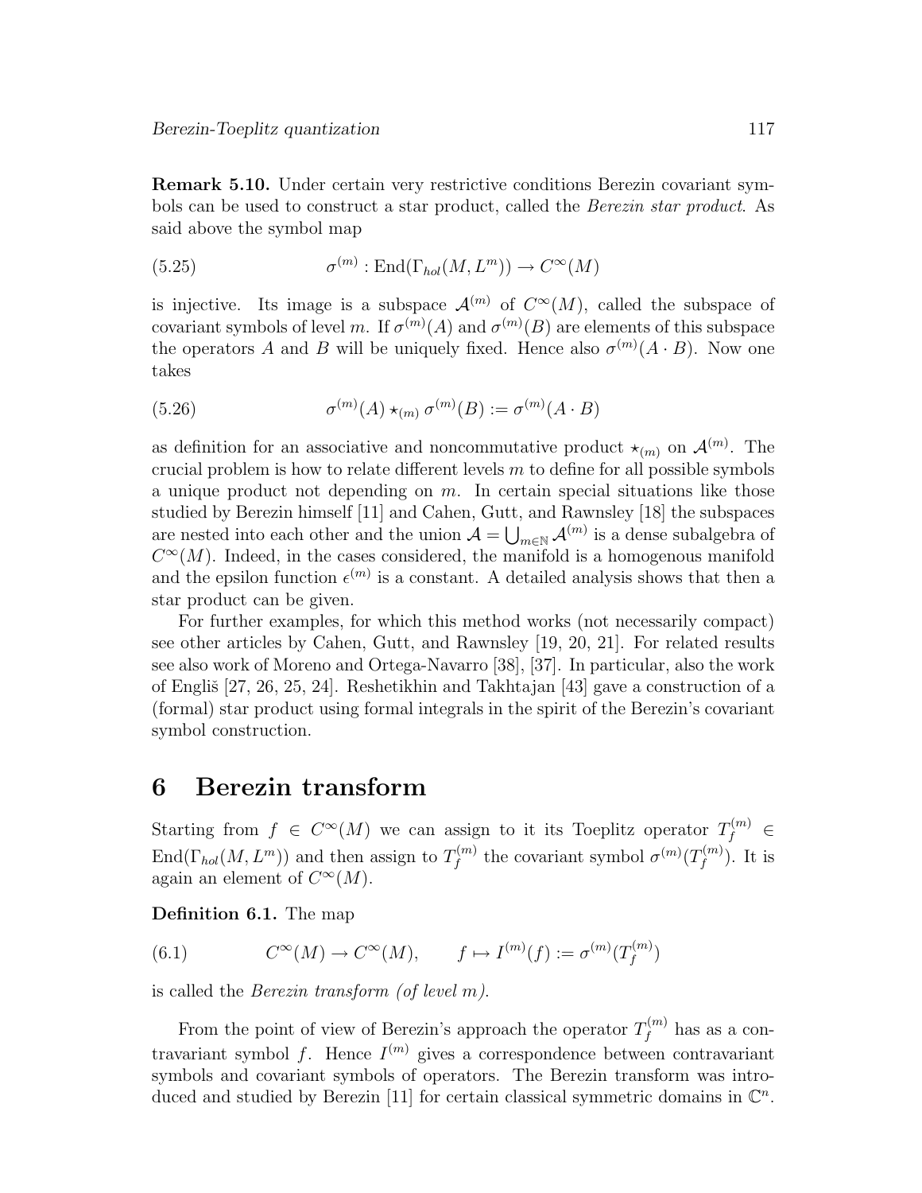**Remark 5.10.** Under certain very restrictive conditions Berezin covariant symbols can be used to construct a star product, called the *Berezin star product*. As said above the symbol map

$$\sigma^{(m)} : \mathrm{End}(\Gamma_{hol}(M, L^m)) \to C^\infty(M) \tag{5.25}$$

is injective. Its image is a subspace $\mathcal{A}^{(m)}$ of $C^\infty(M)$, called the subspace of covariant symbols of level $m$. If $\sigma^{(m)}(A)$ and $\sigma^{(m)}(B)$ are elements of this subspace the operators $A$ and $B$ will be uniquely fixed. Hence also $\sigma^{(m)}(A \cdot B)$. Now one takes

$$\sigma^{(m)}(A) \star_{(m)} \sigma^{(m)}(B) := \sigma^{(m)}(A \cdot B) \tag{5.26}$$

as definition for an associative and noncommutative product $\star_{(m)}$ on $\mathcal{A}^{(m)}$. The crucial problem is how to relate different levels $m$ to define for all possible symbols a unique product not depending on $m$. In certain special situations like those studied by Berezin himself [11] and Cahen, Gutt, and Rawnsley [18] the subspaces are nested into each other and the union $\mathcal{A} = \bigcup_{m \in \mathbb{N}} \mathcal{A}^{(m)}$ is a dense subalgebra of $C^\infty(M)$. Indeed, in the cases considered, the manifold is a homogenous manifold and the epsilon function $\epsilon^{(m)}$ is a constant. A detailed analysis shows that then a star product can be given.

For further examples, for which this method works (not necessarily compact) see other articles by Cahen, Gutt, and Rawnsley [19, 20, 21]. For related results see also work of Moreno and Ortega-Navarro [38], [37]. In particular, also the work of Engliš [27, 26, 25, 24]. Reshetikhin and Takhtajan [43] gave a construction of a (formal) star product using formal integrals in the spirit of the Berezin's covariant symbol construction.

# 6 Berezin transform

Starting from $f \in C^\infty(M)$ we can assign to it its Toeplitz operator $T_f^{(m)} \in \mathrm{End}(\Gamma_{hol}(M, L^m))$ and then assign to $T_f^{(m)}$ the covariant symbol $\sigma^{(m)}(T_f^{(m)})$. It is again an element of $C^\infty(M)$.

**Definition 6.1.** The map

$$C^\infty(M) \to C^\infty(M), \qquad f \mapsto I^{(m)}(f) := \sigma^{(m)}(T_f^{(m)}) \tag{6.1}$$

is called the *Berezin transform (of level m)*.

From the point of view of Berezin's approach the operator $T_f^{(m)}$ has as a contravariant symbol $f$. Hence $I^{(m)}$ gives a correspondence between contravariant symbols and covariant symbols of operators. The Berezin transform was introduced and studied by Berezin [11] for certain classical symmetric domains in $\mathbb{C}^n$.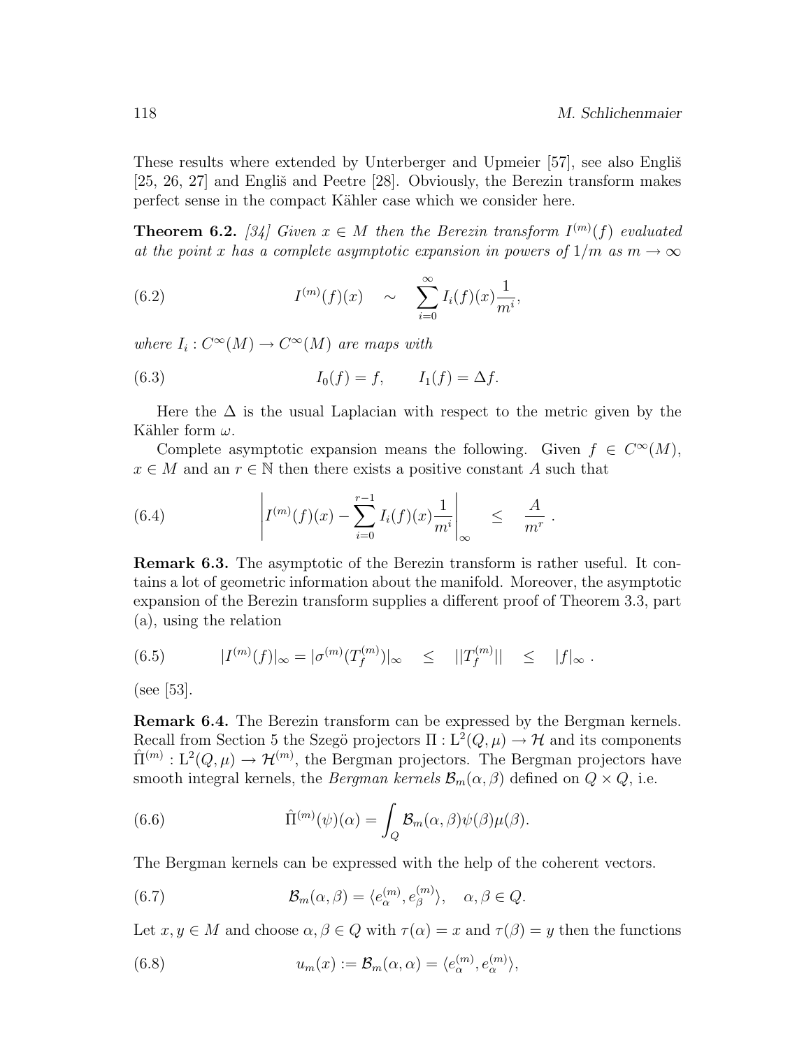These results where extended by Unterberger and Upmeier [57], see also Engliš [25, 26, 27] and Engliš and Peetre [28]. Obviously, the Berezin transform makes perfect sense in the compact Kähler case which we consider here.

**Theorem 6.2.** *[34] Given $x \in M$ then the Berezin transform $I^{(m)}(f)$ evaluated at the point $x$ has a complete asymptotic expansion in powers of $1/m$ as $m \to \infty$*

$$I^{(m)}(f)(x) \quad \sim \quad \sum_{i=0}^{\infty} I_i(f)(x) \frac{1}{m^i}, \tag{6.2}$$

*where $I_i : C^\infty(M) \to C^\infty(M)$ are maps with*

$$I_0(f) = f, \qquad I_1(f) = \Delta f. \tag{6.3}$$

Here the $\Delta$ is the usual Laplacian with respect to the metric given by the Kähler form $\omega$.

Complete asymptotic expansion means the following. Given $f \in C^\infty(M)$, $x \in M$ and an $r \in \mathbb{N}$ then there exists a positive constant $A$ such that

$$\left| I^{(m)}(f)(x) - \sum_{i=0}^{r-1} I_i(f)(x) \frac{1}{m^i} \right|_\infty \quad \leq \quad \frac{A}{m^r} \ . \tag{6.4}$$

**Remark 6.3.** The asymptotic of the Berezin transform is rather useful. It contains a lot of geometric information about the manifold. Moreover, the asymptotic expansion of the Berezin transform supplies a different proof of Theorem 3.3, part (a), using the relation

$$|I^{(m)}(f)|_\infty = |\sigma^{(m)}(T_f^{(m)})|_\infty \quad \leq \quad ||T_f^{(m)}|| \quad \leq \quad |f|_\infty \ . \tag{6.5}$$

(see [53].

**Remark 6.4.** The Berezin transform can be expressed by the Bergman kernels. Recall from Section 5 the Szegö projectors $\Pi : \mathrm{L}^2(Q, \mu) \to \mathcal{H}$ and its components $\hat{\Pi}^{(m)} : \mathrm{L}^2(Q, \mu) \to \mathcal{H}^{(m)}$, the Bergman projectors. The Bergman projectors have smooth integral kernels, the *Bergman kernels* $\mathcal{B}_m(\alpha, \beta)$ defined on $Q \times Q$, i.e.

$$\hat{\Pi}^{(m)}(\psi)(\alpha) = \int_Q \mathcal{B}_m(\alpha, \beta) \psi(\beta) \mu(\beta). \tag{6.6}$$

The Bergman kernels can be expressed with the help of the coherent vectors.

$$\mathcal{B}_m(\alpha, \beta) = \langle e_\alpha^{(m)}, e_\beta^{(m)} \rangle, \quad \alpha, \beta \in Q. \tag{6.7}$$

Let $x, y \in M$ and choose $\alpha, \beta \in Q$ with $\tau(\alpha) = x$ and $\tau(\beta) = y$ then the functions

$$u_m(x) := \mathcal{B}_m(\alpha, \alpha) = \langle e_\alpha^{(m)}, e_\alpha^{(m)} \rangle, \tag{6.8}$$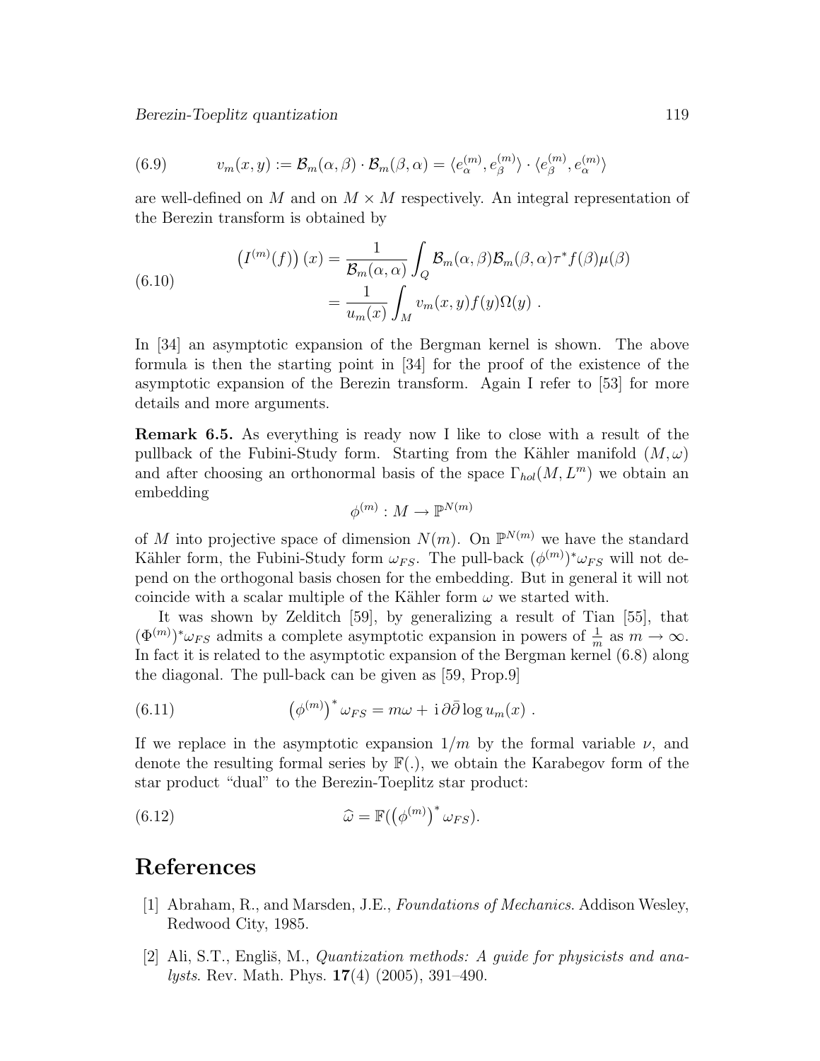$$v_m(x,y) := \mathcal{B}_m(\alpha,\beta)\cdot\mathcal{B}_m(\beta,\alpha) = \langle e_\alpha^{(m)}, e_\beta^{(m)}\rangle \cdot \langle e_\beta^{(m)}, e_\alpha^{(m)}\rangle \tag{6.9}$$

are well-defined on $M$ and on $M\times M$ respectively. An integral representation of the Berezin transform is obtained by

$$\begin{aligned}\left(I^{(m)}(f)\right)(x) &= \frac{1}{\mathcal{B}_m(\alpha,\alpha)}\int_Q \mathcal{B}_m(\alpha,\beta)\mathcal{B}_m(\beta,\alpha)\tau^* f(\beta)\mu(\beta)\\ &= \frac{1}{u_m(x)}\int_M v_m(x,y)f(y)\Omega(y)\ .\end{aligned}\tag{6.10}$$

In [34] an asymptotic expansion of the Bergman kernel is shown. The above formula is then the starting point in [34] for the proof of the existence of the asymptotic expansion of the Berezin transform. Again I refer to [53] for more details and more arguments.

**Remark 6.5.** As everything is ready now I like to close with a result of the pullback of the Fubini-Study form. Starting from the Kähler manifold $(M,\omega)$ and after choosing an orthonormal basis of the space $\Gamma_{hol}(M,L^m)$ we obtain an embedding

$$\phi^{(m)} : M \to \mathbb{P}^{N(m)}$$

of $M$ into projective space of dimension $N(m)$. On $\mathbb{P}^{N(m)}$ we have the standard Kähler form, the Fubini-Study form $\omega_{FS}$. The pull-back $(\phi^{(m)})^*\omega_{FS}$ will not depend on the orthogonal basis chosen for the embedding. But in general it will not coincide with a scalar multiple of the Kähler form $\omega$ we started with.

It was shown by Zelditch [59], by generalizing a result of Tian [55], that $(\Phi^{(m)})^*\omega_{FS}$ admits a complete asymptotic expansion in powers of $\frac{1}{m}$ as $m\to\infty$. In fact it is related to the asymptotic expansion of the Bergman kernel (6.8) along the diagonal. The pull-back can be given as [59, Prop.9]

$$\left(\phi^{(m)}\right)^*\omega_{FS} = m\omega + \mathrm{i}\,\partial\bar\partial\log u_m(x)\ . \tag{6.11}$$

If we replace in the asymptotic expansion $1/m$ by the formal variable $\nu$, and denote the resulting formal series by $\mathbb{F}(.)$, we obtain the Karabegov form of the star product "dual" to the Berezin-Toeplitz star product:

$$\widehat{\omega} = \mathbb{F}(\left(\phi^{(m)}\right)^*\omega_{FS}). \tag{6.12}$$

# References

[1] Abraham, R., and Marsden, J.E., *Foundations of Mechanics*. Addison Wesley, Redwood City, 1985.

[2] Ali, S.T., Engliš, M., *Quantization methods: A guide for physicists and analysts*. Rev. Math. Phys. **17**(4) (2005), 391–490.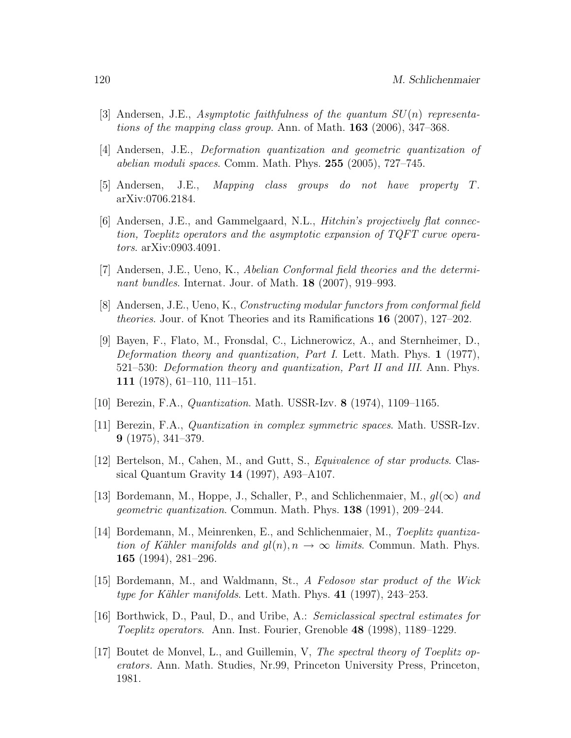[3] Andersen, J.E., *Asymptotic faithfulness of the quantum $SU(n)$ representations of the mapping class group*. Ann. of Math. **163** (2006), 347–368.

[4] Andersen, J.E., *Deformation quantization and geometric quantization of abelian moduli spaces*. Comm. Math. Phys. **255** (2005), 727–745.

[5] Andersen, J.E., *Mapping class groups do not have property $T$*. arXiv:0706.2184.

[6] Andersen, J.E., and Gammelgaard, N.L., *Hitchin's projectively flat connection, Toeplitz operators and the asymptotic expansion of TQFT curve operators*. arXiv:0903.4091.

[7] Andersen, J.E., Ueno, K., *Abelian Conformal field theories and the determinant bundles*. Internat. Jour. of Math. **18** (2007), 919–993.

[8] Andersen, J.E., Ueno, K., *Constructing modular functors from conformal field theories*. Jour. of Knot Theories and its Ramifications **16** (2007), 127–202.

[9] Bayen, F., Flato, M., Fronsdal, C., Lichnerowicz, A., and Sternheimer, D., *Deformation theory and quantization, Part I*. Lett. Math. Phys. **1** (1977), 521–530: *Deformation theory and quantization, Part II and III*. Ann. Phys. **111** (1978), 61–110, 111–151.

[10] Berezin, F.A., *Quantization*. Math. USSR-Izv. **8** (1974), 1109–1165.

[11] Berezin, F.A., *Quantization in complex symmetric spaces*. Math. USSR-Izv. **9** (1975), 341–379.

[12] Bertelson, M., Cahen, M., and Gutt, S., *Equivalence of star products*. Classical Quantum Gravity **14** (1997), A93–A107.

[13] Bordemann, M., Hoppe, J., Schaller, P., and Schlichenmaier, M., *$gl(\infty)$ and geometric quantization*. Commun. Math. Phys. **138** (1991), 209–244.

[14] Bordemann, M., Meinrenken, E., and Schlichenmaier, M., *Toeplitz quantization of Kähler manifolds and $gl(n), n \to \infty$ limits*. Commun. Math. Phys. **165** (1994), 281–296.

[15] Bordemann, M., and Waldmann, St., *A Fedosov star product of the Wick type for Kähler manifolds*. Lett. Math. Phys. **41** (1997), 243–253.

[16] Borthwick, D., Paul, D., and Uribe, A.: *Semiclassical spectral estimates for Toeplitz operators*. Ann. Inst. Fourier, Grenoble **48** (1998), 1189–1229.

[17] Boutet de Monvel, L., and Guillemin, V, *The spectral theory of Toeplitz operators*. Ann. Math. Studies, Nr.99, Princeton University Press, Princeton, 1981.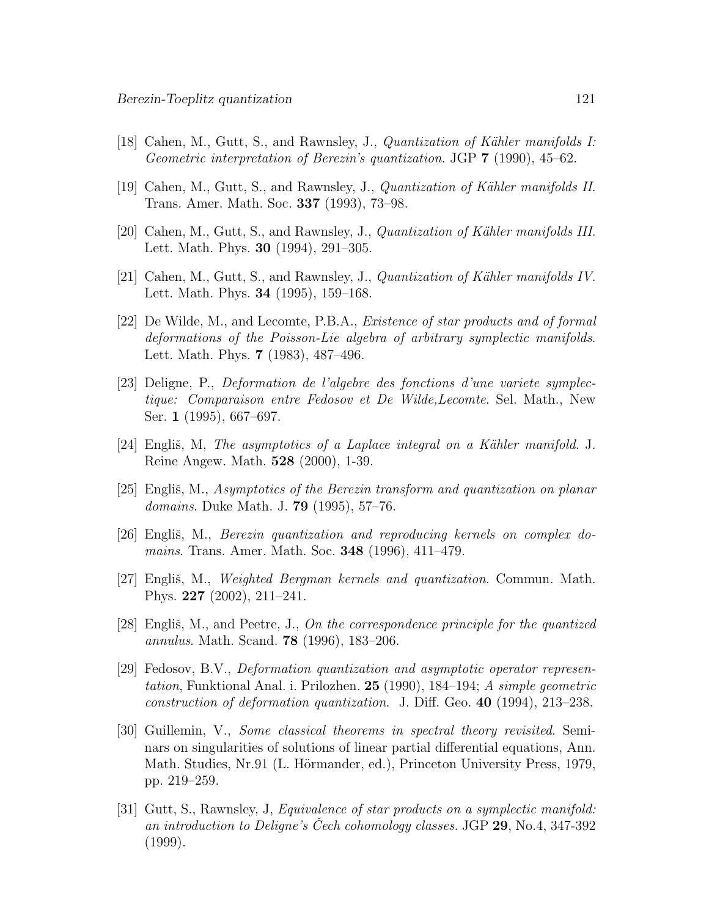[18] Cahen, M., Gutt, S., and Rawnsley, J., *Quantization of Kähler manifolds I: Geometric interpretation of Berezin's quantization*. JGP **7** (1990), 45–62.

[19] Cahen, M., Gutt, S., and Rawnsley, J., *Quantization of Kähler manifolds II*. Trans. Amer. Math. Soc. **337** (1993), 73–98.

[20] Cahen, M., Gutt, S., and Rawnsley, J., *Quantization of Kähler manifolds III*. Lett. Math. Phys. **30** (1994), 291–305.

[21] Cahen, M., Gutt, S., and Rawnsley, J., *Quantization of Kähler manifolds IV*. Lett. Math. Phys. **34** (1995), 159–168.

[22] De Wilde, M., and Lecomte, P.B.A., *Existence of star products and of formal deformations of the Poisson-Lie algebra of arbitrary symplectic manifolds*. Lett. Math. Phys. **7** (1983), 487–496.

[23] Deligne, P., *Deformation de l'algebre des fonctions d'une variete symplectique: Comparaison entre Fedosov et De Wilde,Lecomte*. Sel. Math., New Ser. **1** (1995), 667–697.

[24] Engliš, M, *The asymptotics of a Laplace integral on a Kähler manifold*. J. Reine Angew. Math. **528** (2000), 1-39.

[25] Engliš, M., *Asymptotics of the Berezin transform and quantization on planar domains*. Duke Math. J. **79** (1995), 57–76.

[26] Engliš, M., *Berezin quantization and reproducing kernels on complex domains*. Trans. Amer. Math. Soc. **348** (1996), 411–479.

[27] Engliš, M., *Weighted Bergman kernels and quantization*. Commun. Math. Phys. **227** (2002), 211–241.

[28] Engliš, M., and Peetre, J., *On the correspondence principle for the quantized annulus*. Math. Scand. **78** (1996), 183–206.

[29] Fedosov, B.V., *Deformation quantization and asymptotic operator representation*, Funktional Anal. i. Prilozhen. **25** (1990), 184–194; *A simple geometric construction of deformation quantization*. J. Diff. Geo. **40** (1994), 213–238.

[30] Guillemin, V., *Some classical theorems in spectral theory revisited*. Seminars on singularities of solutions of linear partial differential equations, Ann. Math. Studies, Nr.91 (L. Hörmander, ed.), Princeton University Press, 1979, pp. 219–259.

[31] Gutt, S., Rawnsley, J, *Equivalence of star products on a symplectic manifold: an introduction to Deligne's Čech cohomology classes*. JGP **29**, No.4, 347-392 (1999).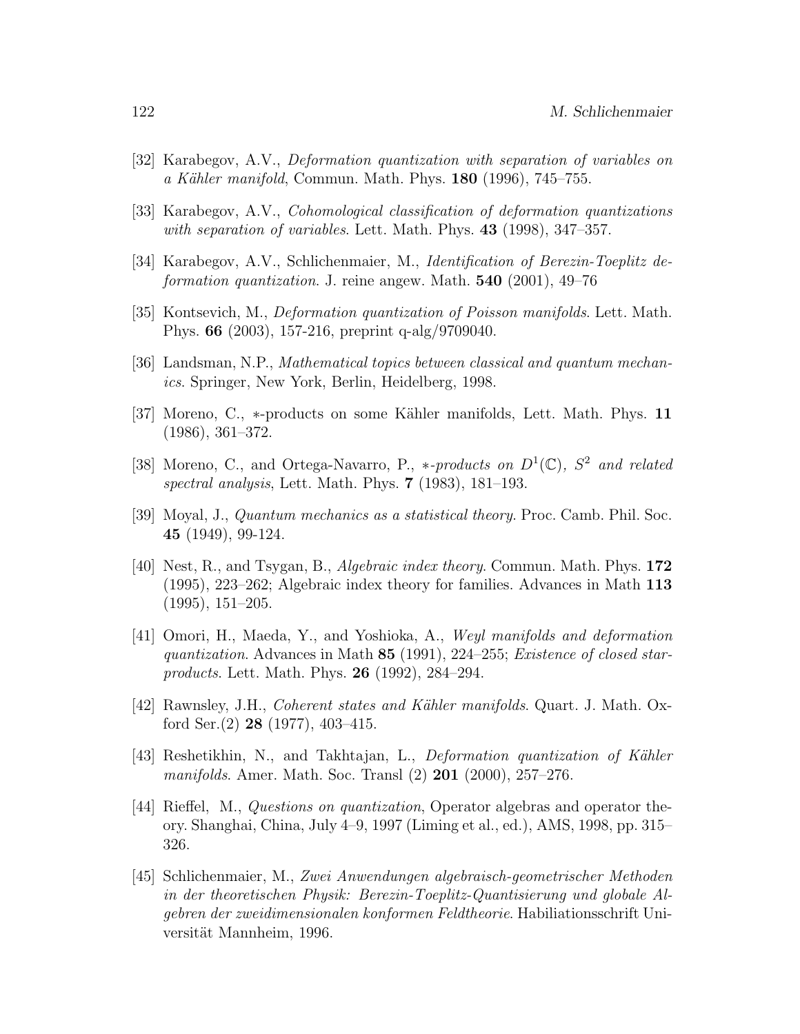[32] Karabegov, A.V., *Deformation quantization with separation of variables on a Kähler manifold*, Commun. Math. Phys. **180** (1996), 745–755.

[33] Karabegov, A.V., *Cohomological classification of deformation quantizations with separation of variables*. Lett. Math. Phys. **43** (1998), 347–357.

[34] Karabegov, A.V., Schlichenmaier, M., *Identification of Berezin-Toeplitz deformation quantization*. J. reine angew. Math. **540** (2001), 49–76

[35] Kontsevich, M., *Deformation quantization of Poisson manifolds*. Lett. Math. Phys. **66** (2003), 157-216, preprint q-alg/9709040.

[36] Landsman, N.P., *Mathematical topics between classical and quantum mechanics*. Springer, New York, Berlin, Heidelberg, 1998.

[37] Moreno, C., $*$-products on some Kähler manifolds, Lett. Math. Phys. **11** (1986), 361–372.

[38] Moreno, C., and Ortega-Navarro, P., *$*$-products on $D^1(\mathbb{C})$, $S^2$ and related spectral analysis*, Lett. Math. Phys. **7** (1983), 181–193.

[39] Moyal, J., *Quantum mechanics as a statistical theory*. Proc. Camb. Phil. Soc. **45** (1949), 99-124.

[40] Nest, R., and Tsygan, B., *Algebraic index theory*. Commun. Math. Phys. **172** (1995), 223–262; Algebraic index theory for families. Advances in Math **113** (1995), 151–205.

[41] Omori, H., Maeda, Y., and Yoshioka, A., *Weyl manifolds and deformation quantization*. Advances in Math **85** (1991), 224–255; *Existence of closed star-products*. Lett. Math. Phys. **26** (1992), 284–294.

[42] Rawnsley, J.H., *Coherent states and Kähler manifolds*. Quart. J. Math. Oxford Ser.(2) **28** (1977), 403–415.

[43] Reshetikhin, N., and Takhtajan, L., *Deformation quantization of Kähler manifolds*. Amer. Math. Soc. Transl (2) **201** (2000), 257–276.

[44] Rieffel, M., *Questions on quantization*, Operator algebras and operator theory. Shanghai, China, July 4–9, 1997 (Liming et al., ed.), AMS, 1998, pp. 315–326.

[45] Schlichenmaier, M., *Zwei Anwendungen algebraisch-geometrischer Methoden in der theoretischen Physik: Berezin-Toeplitz-Quantisierung und globale Algebren der zweidimensionalen konformen Feldtheorie*. Habiliationsschrift Universität Mannheim, 1996.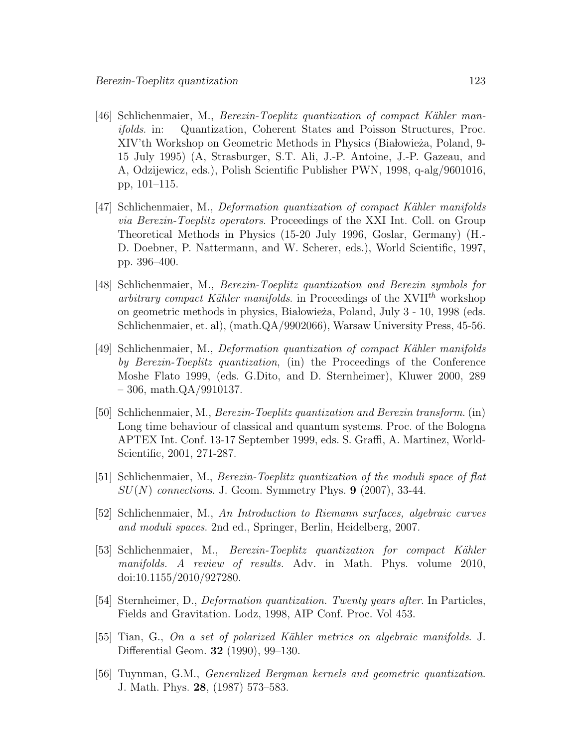[46] Schlichenmaier, M., *Berezin-Toeplitz quantization of compact Kähler manifolds*. in: Quantization, Coherent States and Poisson Structures, Proc. XIV'th Workshop on Geometric Methods in Physics (Białowieża, Poland, 9-15 July 1995) (A, Strasburger, S.T. Ali, J.-P. Antoine, J.-P. Gazeau, and A, Odzijewicz, eds.), Polish Scientific Publisher PWN, 1998, q-alg/9601016, pp, 101–115.

[47] Schlichenmaier, M., *Deformation quantization of compact Kähler manifolds via Berezin-Toeplitz operators*. Proceedings of the XXI Int. Coll. on Group Theoretical Methods in Physics (15-20 July 1996, Goslar, Germany) (H.-D. Doebner, P. Nattermann, and W. Scherer, eds.), World Scientific, 1997, pp. 396–400.

[48] Schlichenmaier, M., *Berezin-Toeplitz quantization and Berezin symbols for arbitrary compact Kähler manifolds*. in Proceedings of the XVII$^{th}$ workshop on geometric methods in physics, Białowieża, Poland, July 3 - 10, 1998 (eds. Schlichenmaier, et. al), (math.QA/9902066), Warsaw University Press, 45-56.

[49] Schlichenmaier, M., *Deformation quantization of compact Kähler manifolds by Berezin-Toeplitz quantization*, (in) the Proceedings of the Conference Moshe Flato 1999, (eds. G.Dito, and D. Sternheimer), Kluwer 2000, 289 – 306, math.QA/9910137.

[50] Schlichenmaier, M., *Berezin-Toeplitz quantization and Berezin transform*. (in) Long time behaviour of classical and quantum systems. Proc. of the Bologna APTEX Int. Conf. 13-17 September 1999, eds. S. Graffi, A. Martinez, World-Scientific, 2001, 271-287.

[51] Schlichenmaier, M., *Berezin-Toeplitz quantization of the moduli space of flat $SU(N)$ connections*. J. Geom. Symmetry Phys. **9** (2007), 33-44.

[52] Schlichenmaier, M., *An Introduction to Riemann surfaces, algebraic curves and moduli spaces*. 2nd ed., Springer, Berlin, Heidelberg, 2007.

[53] Schlichenmaier, M., *Berezin-Toeplitz quantization for compact Kähler manifolds. A review of results.* Adv. in Math. Phys. volume 2010, doi:10.1155/2010/927280.

[54] Sternheimer, D., *Deformation quantization. Twenty years after*. In Particles, Fields and Gravitation. Lodz, 1998, AIP Conf. Proc. Vol 453.

[55] Tian, G., *On a set of polarized Kähler metrics on algebraic manifolds*. J. Differential Geom. **32** (1990), 99–130.

[56] Tuynman, G.M., *Generalized Bergman kernels and geometric quantization*. J. Math. Phys. **28**, (1987) 573–583.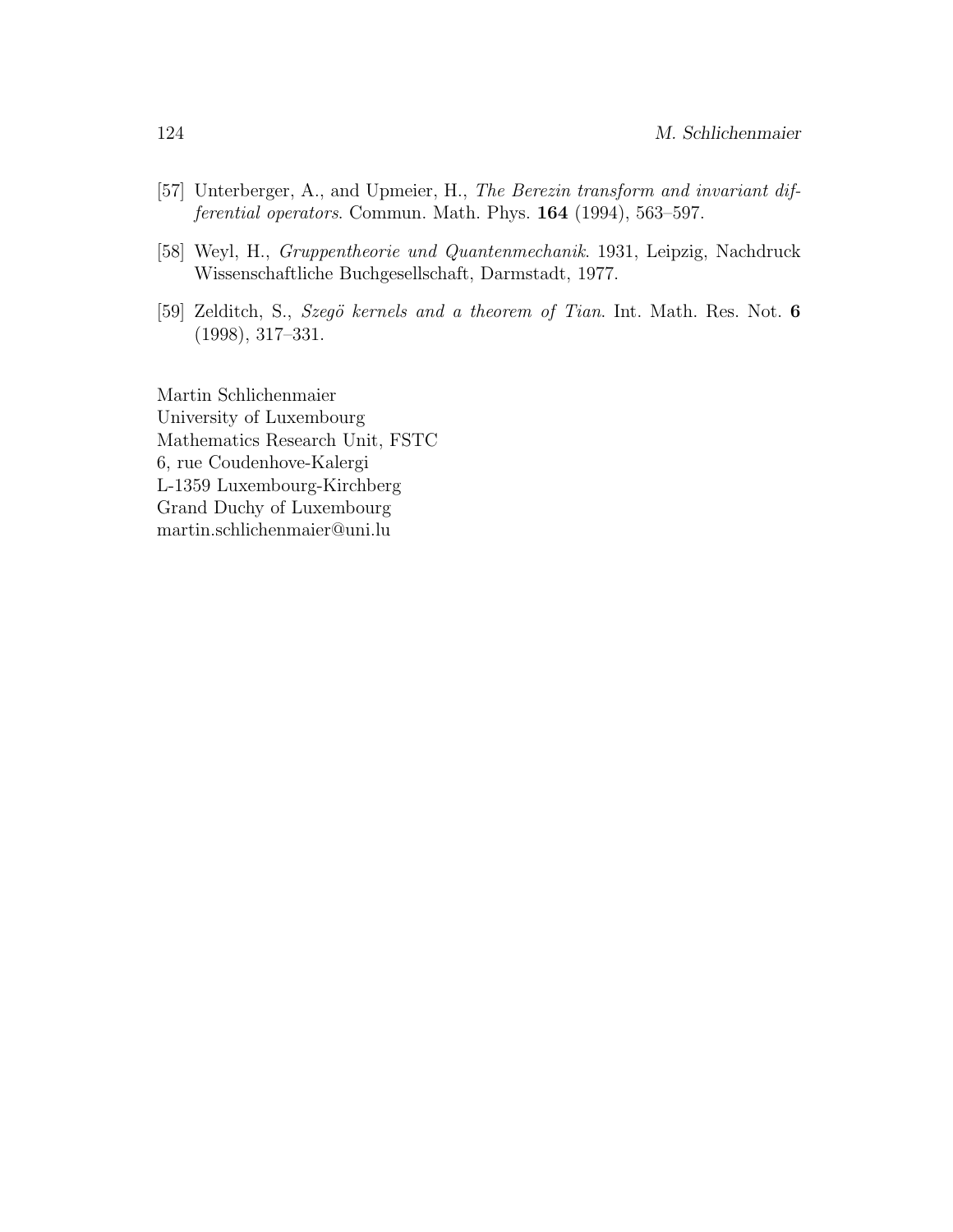[57] Unterberger, A., and Upmeier, H., *The Berezin transform and invariant differential operators*. Commun. Math. Phys. **164** (1994), 563–597.

[58] Weyl, H., *Gruppentheorie und Quantenmechanik*. 1931, Leipzig, Nachdruck Wissenschaftliche Buchgesellschaft, Darmstadt, 1977.

[59] Zelditch, S., *Szegö kernels and a theorem of Tian*. Int. Math. Res. Not. **6** (1998), 317–331.

Martin Schlichenmaier
University of Luxembourg
Mathematics Research Unit, FSTC
6, rue Coudenhove-Kalergi
L-1359 Luxembourg-Kirchberg
Grand Duchy of Luxembourg
martin.schlichenmaier@uni.lu